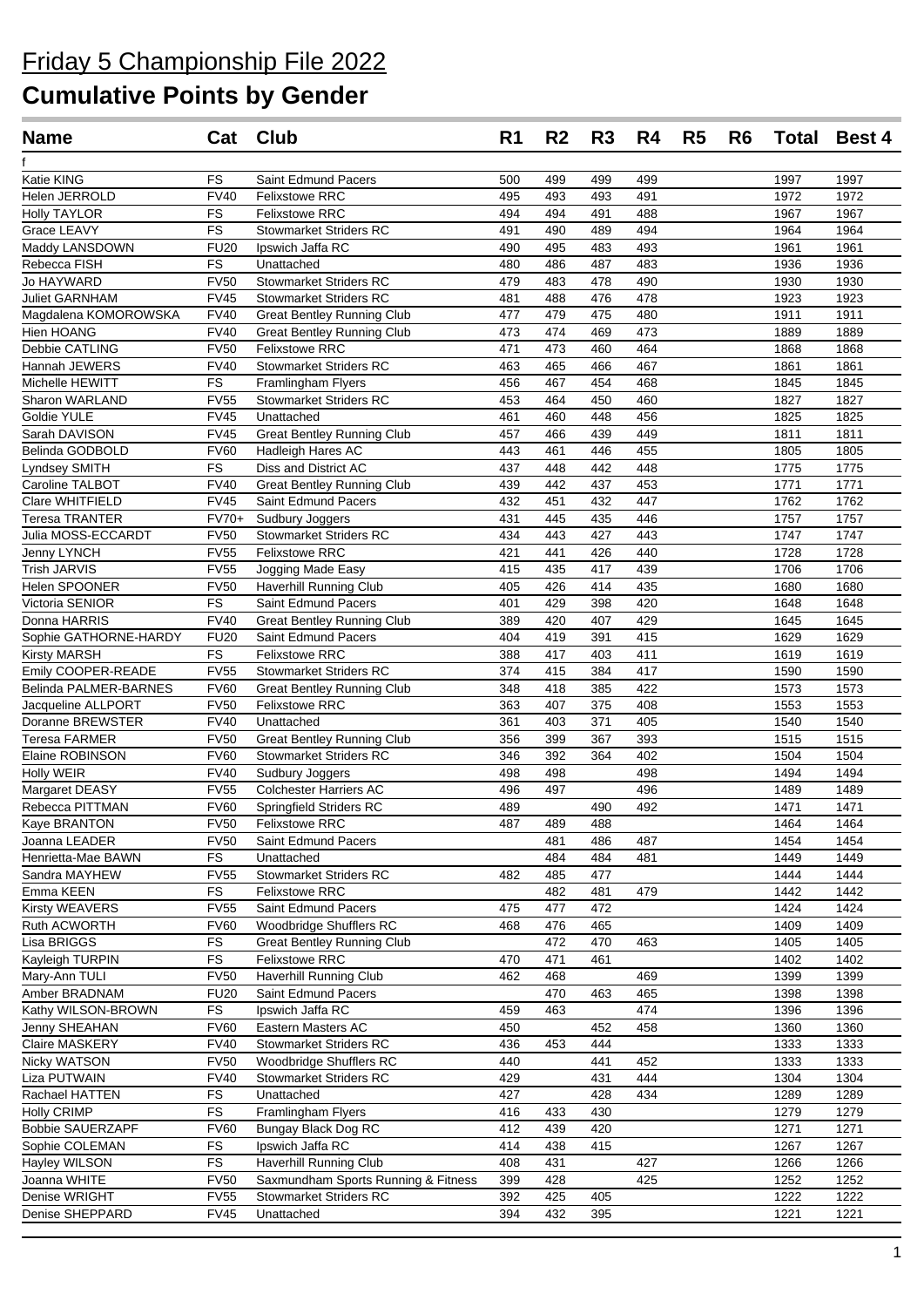# Friday 5 Championship File 2022

## Cumulative Points by Gender

| Name | Cat | Club | R1 | R2 | R3 | R4 | R5 | R6 | Total | Best 4 |
|---|---|---|---|---|---|---|---|---|---|---|
| f | | | | | | | | | | |
| Katie KING | FS | Saint Edmund Pacers | 500 | 499 | 499 | 499 | | | 1997 | 1997 |
| Helen JERROLD | FV40 | Felixstowe RRC | 495 | 493 | 493 | 491 | | | 1972 | 1972 |
| Holly TAYLOR | FS | Felixstowe RRC | 494 | 494 | 491 | 488 | | | 1967 | 1967 |
| Grace LEAVY | FS | Stowmarket Striders RC | 491 | 490 | 489 | 494 | | | 1964 | 1964 |
| Maddy LANSDOWN | FU20 | Ipswich Jaffa RC | 490 | 495 | 483 | 493 | | | 1961 | 1961 |
| Rebecca FISH | FS | Unattached | 480 | 486 | 487 | 483 | | | 1936 | 1936 |
| Jo HAYWARD | FV50 | Stowmarket Striders RC | 479 | 483 | 478 | 490 | | | 1930 | 1930 |
| Juliet GARNHAM | FV45 | Stowmarket Striders RC | 481 | 488 | 476 | 478 | | | 1923 | 1923 |
| Magdalena KOMOROWSKA | FV40 | Great Bentley Running Club | 477 | 479 | 475 | 480 | | | 1911 | 1911 |
| Hien HOANG | FV40 | Great Bentley Running Club | 473 | 474 | 469 | 473 | | | 1889 | 1889 |
| Debbie CATLING | FV50 | Felixstowe RRC | 471 | 473 | 460 | 464 | | | 1868 | 1868 |
| Hannah JEWERS | FV40 | Stowmarket Striders RC | 463 | 465 | 466 | 467 | | | 1861 | 1861 |
| Michelle HEWITT | FS | Framlingham Flyers | 456 | 467 | 454 | 468 | | | 1845 | 1845 |
| Sharon WARLAND | FV55 | Stowmarket Striders RC | 453 | 464 | 450 | 460 | | | 1827 | 1827 |
| Goldie YULE | FV45 | Unattached | 461 | 460 | 448 | 456 | | | 1825 | 1825 |
| Sarah DAVISON | FV45 | Great Bentley Running Club | 457 | 466 | 439 | 449 | | | 1811 | 1811 |
| Belinda GODBOLD | FV60 | Hadleigh Hares AC | 443 | 461 | 446 | 455 | | | 1805 | 1805 |
| Lyndsey SMITH | FS | Diss and District AC | 437 | 448 | 442 | 448 | | | 1775 | 1775 |
| Caroline TALBOT | FV40 | Great Bentley Running Club | 439 | 442 | 437 | 453 | | | 1771 | 1771 |
| Clare WHITFIELD | FV45 | Saint Edmund Pacers | 432 | 451 | 432 | 447 | | | 1762 | 1762 |
| Teresa TRANTER | FV70+ | Sudbury Joggers | 431 | 445 | 435 | 446 | | | 1757 | 1757 |
| Julia MOSS-ECCARDT | FV50 | Stowmarket Striders RC | 434 | 443 | 427 | 443 | | | 1747 | 1747 |
| Jenny LYNCH | FV55 | Felixstowe RRC | 421 | 441 | 426 | 440 | | | 1728 | 1728 |
| Trish JARVIS | FV55 | Jogging Made Easy | 415 | 435 | 417 | 439 | | | 1706 | 1706 |
| Helen SPOONER | FV50 | Haverhill Running Club | 405 | 426 | 414 | 435 | | | 1680 | 1680 |
| Victoria SENIOR | FS | Saint Edmund Pacers | 401 | 429 | 398 | 420 | | | 1648 | 1648 |
| Donna HARRIS | FV40 | Great Bentley Running Club | 389 | 420 | 407 | 429 | | | 1645 | 1645 |
| Sophie GATHORNE-HARDY | FU20 | Saint Edmund Pacers | 404 | 419 | 391 | 415 | | | 1629 | 1629 |
| Kirsty MARSH | FS | Felixstowe RRC | 388 | 417 | 403 | 411 | | | 1619 | 1619 |
| Emily COOPER-READE | FV55 | Stowmarket Striders RC | 374 | 415 | 384 | 417 | | | 1590 | 1590 |
| Belinda PALMER-BARNES | FV60 | Great Bentley Running Club | 348 | 418 | 385 | 422 | | | 1573 | 1573 |
| Jacqueline ALLPORT | FV50 | Felixstowe RRC | 363 | 407 | 375 | 408 | | | 1553 | 1553 |
| Doranne BREWSTER | FV40 | Unattached | 361 | 403 | 371 | 405 | | | 1540 | 1540 |
| Teresa FARMER | FV50 | Great Bentley Running Club | 356 | 399 | 367 | 393 | | | 1515 | 1515 |
| Elaine ROBINSON | FV60 | Stowmarket Striders RC | 346 | 392 | 364 | 402 | | | 1504 | 1504 |
| Holly WEIR | FV40 | Sudbury Joggers | 498 | 498 | | 498 | | | 1494 | 1494 |
| Margaret DEASY | FV55 | Colchester Harriers AC | 496 | 497 | | 496 | | | 1489 | 1489 |
| Rebecca PITTMAN | FV60 | Springfield Striders RC | 489 | | 490 | 492 | | | 1471 | 1471 |
| Kaye BRANTON | FV50 | Felixstowe RRC | 487 | 489 | 488 | | | | 1464 | 1464 |
| Joanna LEADER | FV50 | Saint Edmund Pacers | | 481 | 486 | 487 | | | 1454 | 1454 |
| Henrietta-Mae BAWN | FS | Unattached | | 484 | 484 | 481 | | | 1449 | 1449 |
| Sandra MAYHEW | FV55 | Stowmarket Striders RC | 482 | 485 | 477 | | | | 1444 | 1444 |
| Emma KEEN | FS | Felixstowe RRC | | 482 | 481 | 479 | | | 1442 | 1442 |
| Kirsty WEAVERS | FV55 | Saint Edmund Pacers | 475 | 477 | 472 | | | | 1424 | 1424 |
| Ruth ACWORTH | FV60 | Woodbridge Shufflers RC | 468 | 476 | 465 | | | | 1409 | 1409 |
| Lisa BRIGGS | FS | Great Bentley Running Club | | 472 | 470 | 463 | | | 1405 | 1405 |
| Kayleigh TURPIN | FS | Felixstowe RRC | 470 | 471 | 461 | | | | 1402 | 1402 |
| Mary-Ann TULI | FV50 | Haverhill Running Club | 462 | 468 | | 469 | | | 1399 | 1399 |
| Amber BRADNAM | FU20 | Saint Edmund Pacers | | 470 | 463 | 465 | | | 1398 | 1398 |
| Kathy WILSON-BROWN | FS | Ipswich Jaffa RC | 459 | 463 | | 474 | | | 1396 | 1396 |
| Jenny SHEAHAN | FV60 | Eastern Masters AC | 450 | | 452 | 458 | | | 1360 | 1360 |
| Claire MASKERY | FV40 | Stowmarket Striders RC | 436 | 453 | 444 | | | | 1333 | 1333 |
| Nicky WATSON | FV50 | Woodbridge Shufflers RC | 440 | | 441 | 452 | | | 1333 | 1333 |
| Liza PUTWAIN | FV40 | Stowmarket Striders RC | 429 | | 431 | 444 | | | 1304 | 1304 |
| Rachael HATTEN | FS | Unattached | 427 | | 428 | 434 | | | 1289 | 1289 |
| Holly CRIMP | FS | Framlingham Flyers | 416 | 433 | 430 | | | | 1279 | 1279 |
| Bobbie SAUERZAPF | FV60 | Bungay Black Dog RC | 412 | 439 | 420 | | | | 1271 | 1271 |
| Sophie COLEMAN | FS | Ipswich Jaffa RC | 414 | 438 | 415 | | | | 1267 | 1267 |
| Hayley WILSON | FS | Haverhill Running Club | 408 | 431 | | 427 | | | 1266 | 1266 |
| Joanna WHITE | FV50 | Saxmundham Sports Running & Fitness | 399 | 428 | | 425 | | | 1252 | 1252 |
| Denise WRIGHT | FV55 | Stowmarket Striders RC | 392 | 425 | 405 | | | | 1222 | 1222 |
| Denise SHEPPARD | FV45 | Unattached | 394 | 432 | 395 | | | | 1221 | 1221 |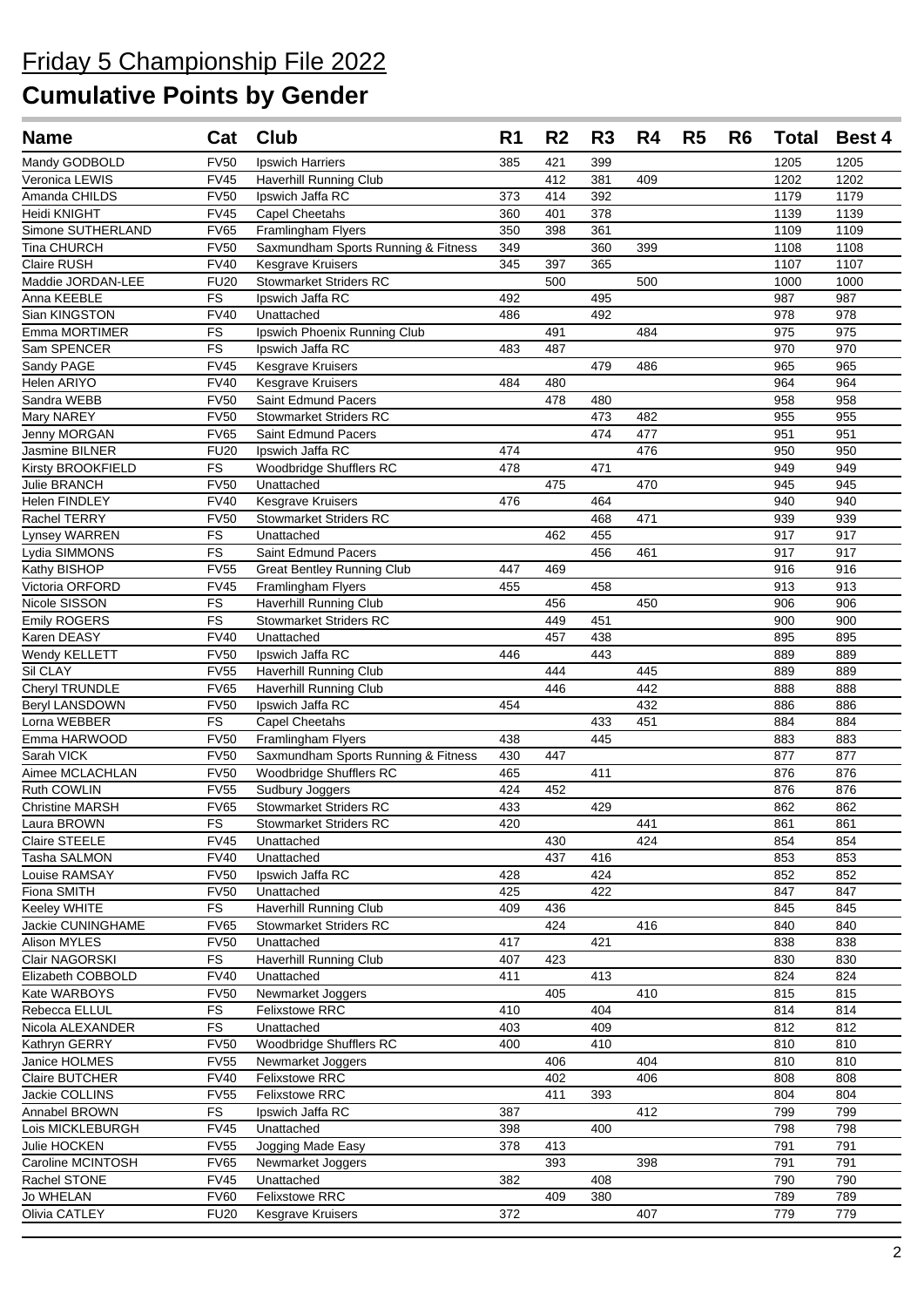# Friday 5 Championship File 2022

# Cumulative Points by Gender

| Name | Cat | Club | R1 | R2 | R3 | R4 | R5 | R6 | Total | Best 4 |
|---|---|---|---|---|---|---|---|---|---|---|
| Mandy GODBOLD | FV50 | Ipswich Harriers | 385 | 421 | 399 | | | | 1205 | 1205 |
| Veronica LEWIS | FV45 | Haverhill Running Club | | 412 | 381 | 409 | | | 1202 | 1202 |
| Amanda CHILDS | FV50 | Ipswich Jaffa RC | 373 | 414 | 392 | | | | 1179 | 1179 |
| Heidi KNIGHT | FV45 | Capel Cheetahs | 360 | 401 | 378 | | | | 1139 | 1139 |
| Simone SUTHERLAND | FV65 | Framlingham Flyers | 350 | 398 | 361 | | | | 1109 | 1109 |
| Tina CHURCH | FV50 | Saxmundham Sports Running & Fitness | 349 | | 360 | 399 | | | 1108 | 1108 |
| Claire RUSH | FV40 | Kesgrave Kruisers | 345 | 397 | 365 | | | | 1107 | 1107 |
| Maddie JORDAN-LEE | FU20 | Stowmarket Striders RC | | 500 | | 500 | | | 1000 | 1000 |
| Anna KEEBLE | FS | Ipswich Jaffa RC | 492 | | 495 | | | | 987 | 987 |
| Sian KINGSTON | FV40 | Unattached | 486 | | 492 | | | | 978 | 978 |
| Emma MORTIMER | FS | Ipswich Phoenix Running Club | | 491 | | 484 | | | 975 | 975 |
| Sam SPENCER | FS | Ipswich Jaffa RC | 483 | 487 | | | | | 970 | 970 |
| Sandy PAGE | FV45 | Kesgrave Kruisers | | | 479 | 486 | | | 965 | 965 |
| Helen ARIYO | FV40 | Kesgrave Kruisers | 484 | 480 | | | | | 964 | 964 |
| Sandra WEBB | FV50 | Saint Edmund Pacers | | 478 | 480 | | | | 958 | 958 |
| Mary NAREY | FV50 | Stowmarket Striders RC | | | 473 | 482 | | | 955 | 955 |
| Jenny MORGAN | FV65 | Saint Edmund Pacers | | | 474 | 477 | | | 951 | 951 |
| Jasmine BILNER | FU20 | Ipswich Jaffa RC | 474 | | | 476 | | | 950 | 950 |
| Kirsty BROOKFIELD | FS | Woodbridge Shufflers RC | 478 | | 471 | | | | 949 | 949 |
| Julie BRANCH | FV50 | Unattached | | 475 | | 470 | | | 945 | 945 |
| Helen FINDLEY | FV40 | Kesgrave Kruisers | 476 | | 464 | | | | 940 | 940 |
| Rachel TERRY | FV50 | Stowmarket Striders RC | | | 468 | 471 | | | 939 | 939 |
| Lynsey WARREN | FS | Unattached | | 462 | 455 | | | | 917 | 917 |
| Lydia SIMMONS | FS | Saint Edmund Pacers | | | 456 | 461 | | | 917 | 917 |
| Kathy BISHOP | FV55 | Great Bentley Running Club | 447 | 469 | | | | | 916 | 916 |
| Victoria ORFORD | FV45 | Framlingham Flyers | 455 | | 458 | | | | 913 | 913 |
| Nicole SISSON | FS | Haverhill Running Club | | 456 | | 450 | | | 906 | 906 |
| Emily ROGERS | FS | Stowmarket Striders RC | | 449 | 451 | | | | 900 | 900 |
| Karen DEASY | FV40 | Unattached | | 457 | 438 | | | | 895 | 895 |
| Wendy KELLETT | FV50 | Ipswich Jaffa RC | 446 | | 443 | | | | 889 | 889 |
| Sil CLAY | FV55 | Haverhill Running Club | | 444 | | 445 | | | 889 | 889 |
| Cheryl TRUNDLE | FV65 | Haverhill Running Club | | 446 | | 442 | | | 888 | 888 |
| Beryl LANSDOWN | FV50 | Ipswich Jaffa RC | 454 | | | 432 | | | 886 | 886 |
| Lorna WEBBER | FS | Capel Cheetahs | | | 433 | 451 | | | 884 | 884 |
| Emma HARWOOD | FV50 | Framlingham Flyers | 438 | | 445 | | | | 883 | 883 |
| Sarah VICK | FV50 | Saxmundham Sports Running & Fitness | 430 | 447 | | | | | 877 | 877 |
| Aimee MCLACHLAN | FV50 | Woodbridge Shufflers RC | 465 | | 411 | | | | 876 | 876 |
| Ruth COWLIN | FV55 | Sudbury Joggers | 424 | 452 | | | | | 876 | 876 |
| Christine MARSH | FV65 | Stowmarket Striders RC | 433 | | 429 | | | | 862 | 862 |
| Laura BROWN | FS | Stowmarket Striders RC | 420 | | | 441 | | | 861 | 861 |
| Claire STEELE | FV45 | Unattached | | 430 | | 424 | | | 854 | 854 |
| Tasha SALMON | FV40 | Unattached | | 437 | 416 | | | | 853 | 853 |
| Louise RAMSAY | FV50 | Ipswich Jaffa RC | 428 | | 424 | | | | 852 | 852 |
| Fiona SMITH | FV50 | Unattached | 425 | | 422 | | | | 847 | 847 |
| Keeley WHITE | FS | Haverhill Running Club | 409 | 436 | | | | | 845 | 845 |
| Jackie CUNINGHAME | FV65 | Stowmarket Striders RC | | 424 | | 416 | | | 840 | 840 |
| Alison MYLES | FV50 | Unattached | 417 | | 421 | | | | 838 | 838 |
| Clair NAGORSKI | FS | Haverhill Running Club | 407 | 423 | | | | | 830 | 830 |
| Elizabeth COBBOLD | FV40 | Unattached | 411 | | 413 | | | | 824 | 824 |
| Kate WARBOYS | FV50 | Newmarket Joggers | | 405 | | 410 | | | 815 | 815 |
| Rebecca ELLUL | FS | Felixstowe RRC | 410 | | 404 | | | | 814 | 814 |
| Nicola ALEXANDER | FS | Unattached | 403 | | 409 | | | | 812 | 812 |
| Kathryn GERRY | FV50 | Woodbridge Shufflers RC | 400 | | 410 | | | | 810 | 810 |
| Janice HOLMES | FV55 | Newmarket Joggers | | 406 | | 404 | | | 810 | 810 |
| Claire BUTCHER | FV40 | Felixstowe RRC | | 402 | | 406 | | | 808 | 808 |
| Jackie COLLINS | FV55 | Felixstowe RRC | | 411 | 393 | | | | 804 | 804 |
| Annabel BROWN | FS | Ipswich Jaffa RC | 387 | | | 412 | | | 799 | 799 |
| Lois MICKLEBURGH | FV45 | Unattached | 398 | | 400 | | | | 798 | 798 |
| Julie HOCKEN | FV55 | Jogging Made Easy | 378 | 413 | | | | | 791 | 791 |
| Caroline MCINTOSH | FV65 | Newmarket Joggers | | 393 | | 398 | | | 791 | 791 |
| Rachel STONE | FV45 | Unattached | 382 | | 408 | | | | 790 | 790 |
| Jo WHELAN | FV60 | Felixstowe RRC | | 409 | 380 | | | | 789 | 789 |
| Olivia CATLEY | FU20 | Kesgrave Kruisers | 372 | | | 407 | | | 779 | 779 |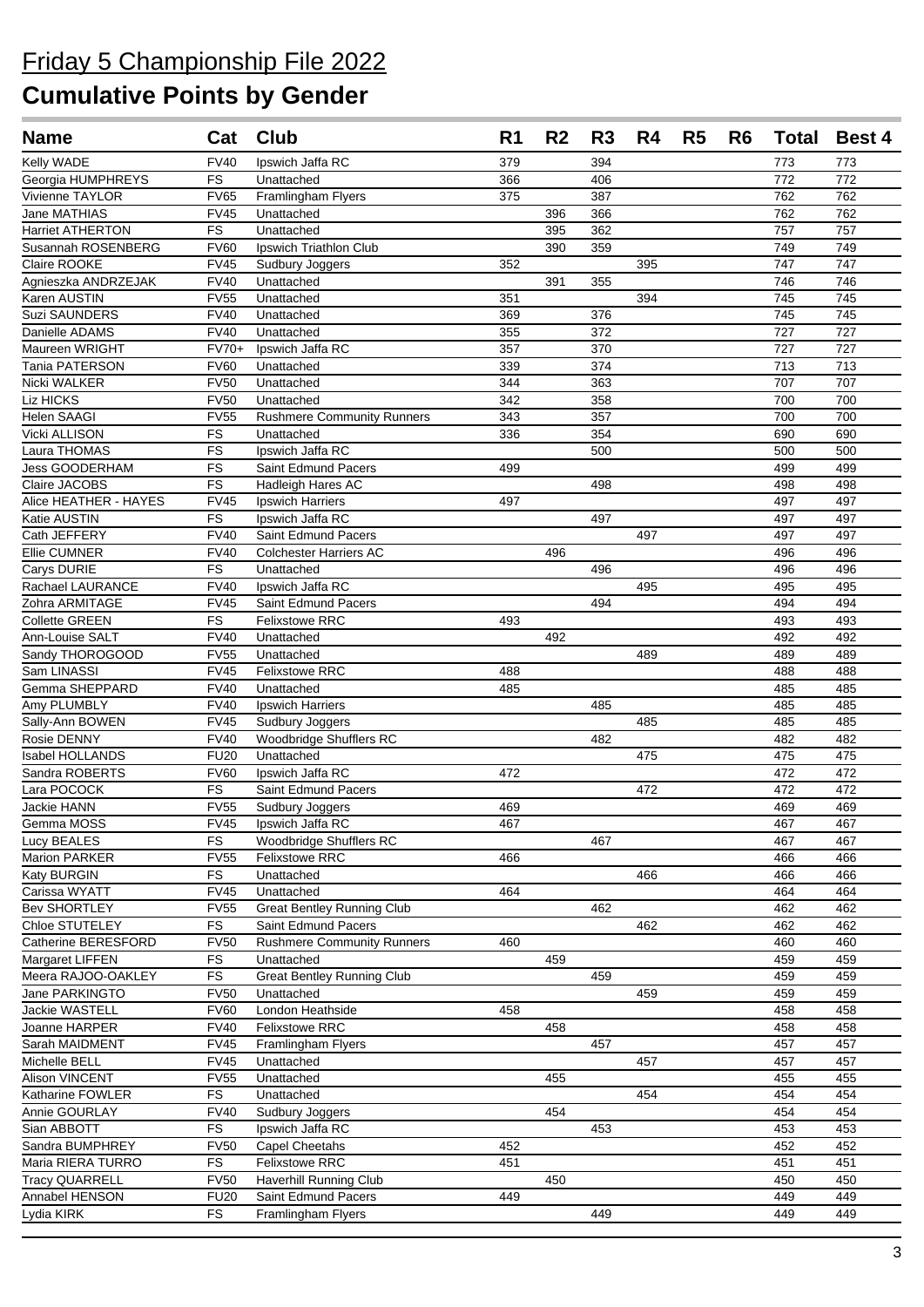# Friday 5 Championship File 2022

# Cumulative Points by Gender

| Name | Cat | Club | R1 | R2 | R3 | R4 | R5 | R6 | Total | Best 4 |
|---|---|---|---|---|---|---|---|---|---|---|
| Kelly WADE | FV40 | Ipswich Jaffa RC | 379 | | 394 | | | | 773 | 773 |
| Georgia HUMPHREYS | FS | Unattached | 366 | | 406 | | | | 772 | 772 |
| Vivienne TAYLOR | FV65 | Framlingham Flyers | 375 | | 387 | | | | 762 | 762 |
| Jane MATHIAS | FV45 | Unattached | | 396 | 366 | | | | 762 | 762 |
| Harriet ATHERTON | FS | Unattached | | 395 | 362 | | | | 757 | 757 |
| Susannah ROSENBERG | FV60 | Ipswich Triathlon Club | | 390 | 359 | | | | 749 | 749 |
| Claire ROOKE | FV45 | Sudbury Joggers | 352 | | | 395 | | | 747 | 747 |
| Agnieszka ANDRZEJAK | FV40 | Unattached | | 391 | 355 | | | | 746 | 746 |
| Karen AUSTIN | FV55 | Unattached | 351 | | | 394 | | | 745 | 745 |
| Suzi SAUNDERS | FV40 | Unattached | 369 | | 376 | | | | 745 | 745 |
| Danielle ADAMS | FV40 | Unattached | 355 | | 372 | | | | 727 | 727 |
| Maureen WRIGHT | FV70+ | Ipswich Jaffa RC | 357 | | 370 | | | | 727 | 727 |
| Tania PATERSON | FV60 | Unattached | 339 | | 374 | | | | 713 | 713 |
| Nicki WALKER | FV50 | Unattached | 344 | | 363 | | | | 707 | 707 |
| Liz HICKS | FV50 | Unattached | 342 | | 358 | | | | 700 | 700 |
| Helen SAAGI | FV55 | Rushmere Community Runners | 343 | | 357 | | | | 700 | 700 |
| Vicki ALLISON | FS | Unattached | 336 | | 354 | | | | 690 | 690 |
| Laura THOMAS | FS | Ipswich Jaffa RC | | | 500 | | | | 500 | 500 |
| Jess GOODERHAM | FS | Saint Edmund Pacers | 499 | | | | | | 499 | 499 |
| Claire JACOBS | FS | Hadleigh Hares AC | | | 498 | | | | 498 | 498 |
| Alice HEATHER - HAYES | FV45 | Ipswich Harriers | 497 | | | | | | 497 | 497 |
| Katie AUSTIN | FS | Ipswich Jaffa RC | | | 497 | | | | 497 | 497 |
| Cath JEFFERY | FV40 | Saint Edmund Pacers | | | | 497 | | | 497 | 497 |
| Ellie CUMNER | FV40 | Colchester Harriers AC | | 496 | | | | | 496 | 496 |
| Carys DURIE | FS | Unattached | | | 496 | | | | 496 | 496 |
| Rachael LAURANCE | FV40 | Ipswich Jaffa RC | | | | 495 | | | 495 | 495 |
| Zohra ARMITAGE | FV45 | Saint Edmund Pacers | | | 494 | | | | 494 | 494 |
| Collette GREEN | FS | Felixstowe RRC | 493 | | | | | | 493 | 493 |
| Ann-Louise SALT | FV40 | Unattached | | 492 | | | | | 492 | 492 |
| Sandy THOROGOOD | FV55 | Unattached | | | | 489 | | | 489 | 489 |
| Sam LINASSI | FV45 | Felixstowe RRC | 488 | | | | | | 488 | 488 |
| Gemma SHEPPARD | FV40 | Unattached | 485 | | | | | | 485 | 485 |
| Amy PLUMBLY | FV40 | Ipswich Harriers | | | 485 | | | | 485 | 485 |
| Sally-Ann BOWEN | FV45 | Sudbury Joggers | | | | 485 | | | 485 | 485 |
| Rosie DENNY | FV40 | Woodbridge Shufflers RC | | | 482 | | | | 482 | 482 |
| Isabel HOLLANDS | FU20 | Unattached | | | | 475 | | | 475 | 475 |
| Sandra ROBERTS | FV60 | Ipswich Jaffa RC | 472 | | | | | | 472 | 472 |
| Lara POCOCK | FS | Saint Edmund Pacers | | | | 472 | | | 472 | 472 |
| Jackie HANN | FV55 | Sudbury Joggers | 469 | | | | | | 469 | 469 |
| Gemma MOSS | FV45 | Ipswich Jaffa RC | 467 | | | | | | 467 | 467 |
| Lucy BEALES | FS | Woodbridge Shufflers RC | | | 467 | | | | 467 | 467 |
| Marion PARKER | FV55 | Felixstowe RRC | 466 | | | | | | 466 | 466 |
| Katy BURGIN | FS | Unattached | | | | 466 | | | 466 | 466 |
| Carissa WYATT | FV45 | Unattached | 464 | | | | | | 464 | 464 |
| Bev SHORTLEY | FV55 | Great Bentley Running Club | | | 462 | | | | 462 | 462 |
| Chloe STUTELEY | FS | Saint Edmund Pacers | | | | 462 | | | 462 | 462 |
| Catherine BERESFORD | FV50 | Rushmere Community Runners | 460 | | | | | | 460 | 460 |
| Margaret LIFFEN | FS | Unattached | | 459 | | | | | 459 | 459 |
| Meera RAJOO-OAKLEY | FS | Great Bentley Running Club | | | 459 | | | | 459 | 459 |
| Jane PARKINGTO | FV50 | Unattached | | | | 459 | | | 459 | 459 |
| Jackie WASTELL | FV60 | London Heathside | 458 | | | | | | 458 | 458 |
| Joanne HARPER | FV40 | Felixstowe RRC | | 458 | | | | | 458 | 458 |
| Sarah MAIDMENT | FV45 | Framlingham Flyers | | | 457 | | | | 457 | 457 |
| Michelle BELL | FV45 | Unattached | | | | 457 | | | 457 | 457 |
| Alison VINCENT | FV55 | Unattached | | 455 | | | | | 455 | 455 |
| Katharine FOWLER | FS | Unattached | | | | 454 | | | 454 | 454 |
| Annie GOURLAY | FV40 | Sudbury Joggers | | 454 | | | | | 454 | 454 |
| Sian ABBOTT | FS | Ipswich Jaffa RC | | | 453 | | | | 453 | 453 |
| Sandra BUMPHREY | FV50 | Capel Cheetahs | 452 | | | | | | 452 | 452 |
| Maria RIERA TURRO | FS | Felixstowe RRC | 451 | | | | | | 451 | 451 |
| Tracy QUARRELL | FV50 | Haverhill Running Club | | 450 | | | | | 450 | 450 |
| Annabel HENSON | FU20 | Saint Edmund Pacers | 449 | | | | | | 449 | 449 |
| Lydia KIRK | FS | Framlingham Flyers | | | 449 | | | | 449 | 449 |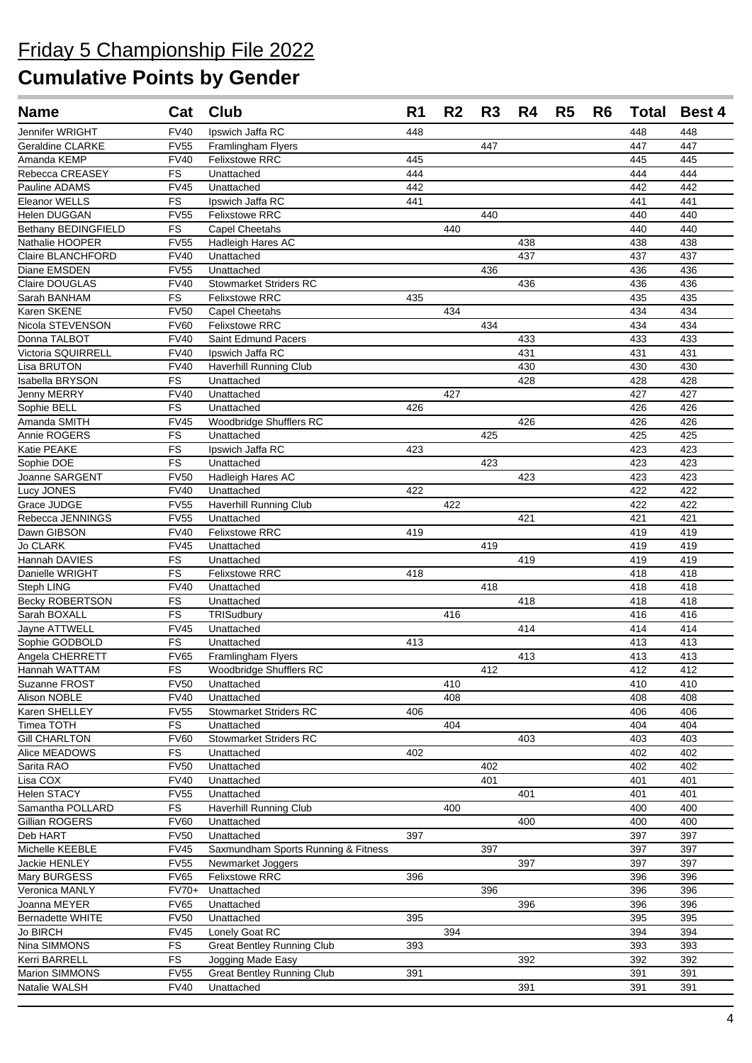# Friday 5 Championship File 2022

## Cumulative Points by Gender

| Name | Cat | Club | R1 | R2 | R3 | R4 | R5 | R6 | Total | Best 4 |
|---|---|---|---|---|---|---|---|---|---|---|
| Jennifer WRIGHT | FV40 | Ipswich Jaffa RC | 448 | | | | | | 448 | 448 |
| Geraldine CLARKE | FV55 | Framlingham Flyers | | | 447 | | | | 447 | 447 |
| Amanda KEMP | FV40 | Felixstowe RRC | 445 | | | | | | 445 | 445 |
| Rebecca CREASEY | FS | Unattached | 444 | | | | | | 444 | 444 |
| Pauline ADAMS | FV45 | Unattached | 442 | | | | | | 442 | 442 |
| Eleanor WELLS | FS | Ipswich Jaffa RC | 441 | | | | | | 441 | 441 |
| Helen DUGGAN | FV55 | Felixstowe RRC | | | 440 | | | | 440 | 440 |
| Bethany BEDINGFIELD | FS | Capel Cheetahs | | 440 | | | | | 440 | 440 |
| Nathalie HOOPER | FV55 | Hadleigh Hares AC | | | | 438 | | | 438 | 438 |
| Claire BLANCHFORD | FV40 | Unattached | | | | 437 | | | 437 | 437 |
| Diane EMSDEN | FV55 | Unattached | | | 436 | | | | 436 | 436 |
| Claire DOUGLAS | FV40 | Stowmarket Striders RC | | | | 436 | | | 436 | 436 |
| Sarah BANHAM | FS | Felixstowe RRC | 435 | | | | | | 435 | 435 |
| Karen SKENE | FV50 | Capel Cheetahs | | 434 | | | | | 434 | 434 |
| Nicola STEVENSON | FV60 | Felixstowe RRC | | | 434 | | | | 434 | 434 |
| Donna TALBOT | FV40 | Saint Edmund Pacers | | | | 433 | | | 433 | 433 |
| Victoria SQUIRRELL | FV40 | Ipswich Jaffa RC | | | | 431 | | | 431 | 431 |
| Lisa BRUTON | FV40 | Haverhill Running Club | | | | 430 | | | 430 | 430 |
| Isabella BRYSON | FS | Unattached | | | | 428 | | | 428 | 428 |
| Jenny MERRY | FV40 | Unattached | | 427 | | | | | 427 | 427 |
| Sophie BELL | FS | Unattached | 426 | | | | | | 426 | 426 |
| Amanda SMITH | FV45 | Woodbridge Shufflers RC | | | | 426 | | | 426 | 426 |
| Annie ROGERS | FS | Unattached | | | 425 | | | | 425 | 425 |
| Katie PEAKE | FS | Ipswich Jaffa RC | 423 | | | | | | 423 | 423 |
| Sophie DOE | FS | Unattached | | | 423 | | | | 423 | 423 |
| Joanne SARGENT | FV50 | Hadleigh Hares AC | | | | 423 | | | 423 | 423 |
| Lucy JONES | FV40 | Unattached | 422 | | | | | | 422 | 422 |
| Grace JUDGE | FV55 | Haverhill Running Club | | 422 | | | | | 422 | 422 |
| Rebecca JENNINGS | FV55 | Unattached | | | | 421 | | | 421 | 421 |
| Dawn GIBSON | FV40 | Felixstowe RRC | 419 | | | | | | 419 | 419 |
| Jo CLARK | FV45 | Unattached | | | 419 | | | | 419 | 419 |
| Hannah DAVIES | FS | Unattached | | | | 419 | | | 419 | 419 |
| Danielle WRIGHT | FS | Felixstowe RRC | 418 | | | | | | 418 | 418 |
| Steph LING | FV40 | Unattached | | | 418 | | | | 418 | 418 |
| Becky ROBERTSON | FS | Unattached | | | | 418 | | | 418 | 418 |
| Sarah BOXALL | FS | TRISudbury | | 416 | | | | | 416 | 416 |
| Jayne ATTWELL | FV45 | Unattached | | | | 414 | | | 414 | 414 |
| Sophie GODBOLD | FS | Unattached | 413 | | | | | | 413 | 413 |
| Angela CHERRETT | FV65 | Framlingham Flyers | | | | 413 | | | 413 | 413 |
| Hannah WATTAM | FS | Woodbridge Shufflers RC | | | 412 | | | | 412 | 412 |
| Suzanne FROST | FV50 | Unattached | | 410 | | | | | 410 | 410 |
| Alison NOBLE | FV40 | Unattached | | 408 | | | | | 408 | 408 |
| Karen SHELLEY | FV55 | Stowmarket Striders RC | 406 | | | | | | 406 | 406 |
| Timea TOTH | FS | Unattached | | 404 | | | | | 404 | 404 |
| Gill CHARLTON | FV60 | Stowmarket Striders RC | | | | 403 | | | 403 | 403 |
| Alice MEADOWS | FS | Unattached | 402 | | | | | | 402 | 402 |
| Sarita RAO | FV50 | Unattached | | | 402 | | | | 402 | 402 |
| Lisa COX | FV40 | Unattached | | | 401 | | | | 401 | 401 |
| Helen STACY | FV55 | Unattached | | | | 401 | | | 401 | 401 |
| Samantha POLLARD | FS | Haverhill Running Club | | 400 | | | | | 400 | 400 |
| Gillian ROGERS | FV60 | Unattached | | | | 400 | | | 400 | 400 |
| Deb HART | FV50 | Unattached | 397 | | | | | | 397 | 397 |
| Michelle KEEBLE | FV45 | Saxmundham Sports Running & Fitness | | | 397 | | | | 397 | 397 |
| Jackie HENLEY | FV55 | Newmarket Joggers | | | | 397 | | | 397 | 397 |
| Mary BURGESS | FV65 | Felixstowe RRC | 396 | | | | | | 396 | 396 |
| Veronica MANLY | FV70+ | Unattached | | | 396 | | | | 396 | 396 |
| Joanna MEYER | FV65 | Unattached | | | | 396 | | | 396 | 396 |
| Bernadette WHITE | FV50 | Unattached | 395 | | | | | | 395 | 395 |
| Jo BIRCH | FV45 | Lonely Goat RC | | 394 | | | | | 394 | 394 |
| Nina SIMMONS | FS | Great Bentley Running Club | 393 | | | | | | 393 | 393 |
| Kerri BARRELL | FS | Jogging Made Easy | | | | 392 | | | 392 | 392 |
| Marion SIMMONS | FV55 | Great Bentley Running Club | 391 | | | | | | 391 | 391 |
| Natalie WALSH | FV40 | Unattached | | | | 391 | | | 391 | 391 |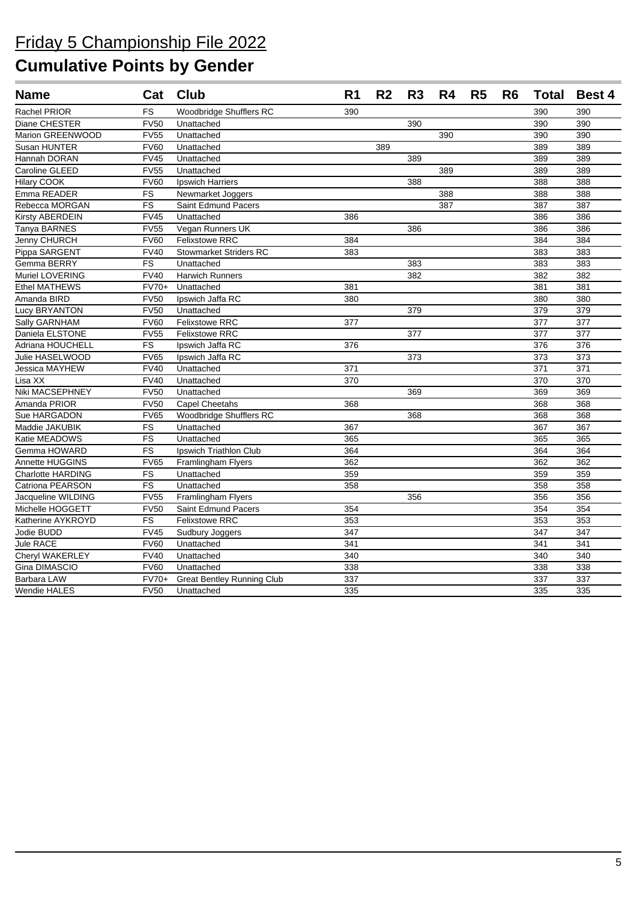# Friday 5 Championship File 2022

## Cumulative Points by Gender

| Name | Cat | Club | R1 | R2 | R3 | R4 | R5 | R6 | Total | Best 4 |
|---|---|---|---|---|---|---|---|---|---|---|
| Rachel PRIOR | FS | Woodbridge Shufflers RC | 390 | | | | | | 390 | 390 |
| Diane CHESTER | FV50 | Unattached | | | 390 | | | | 390 | 390 |
| Marion GREENWOOD | FV55 | Unattached | | | | 390 | | | 390 | 390 |
| Susan HUNTER | FV60 | Unattached | | 389 | | | | | 389 | 389 |
| Hannah DORAN | FV45 | Unattached | | | 389 | | | | 389 | 389 |
| Caroline GLEED | FV55 | Unattached | | | | 389 | | | 389 | 389 |
| Hilary COOK | FV60 | Ipswich Harriers | | | 388 | | | | 388 | 388 |
| Emma READER | FS | Newmarket Joggers | | | | 388 | | | 388 | 388 |
| Rebecca MORGAN | FS | Saint Edmund Pacers | | | | 387 | | | 387 | 387 |
| Kirsty ABERDEIN | FV45 | Unattached | 386 | | | | | | 386 | 386 |
| Tanya BARNES | FV55 | Vegan Runners UK | | | 386 | | | | 386 | 386 |
| Jenny CHURCH | FV60 | Felixstowe RRC | 384 | | | | | | 384 | 384 |
| Pippa SARGENT | FV40 | Stowmarket Striders RC | 383 | | | | | | 383 | 383 |
| Gemma BERRY | FS | Unattached | | | 383 | | | | 383 | 383 |
| Muriel LOVERING | FV40 | Harwich Runners | | | 382 | | | | 382 | 382 |
| Ethel MATHEWS | FV70+ | Unattached | 381 | | | | | | 381 | 381 |
| Amanda BIRD | FV50 | Ipswich Jaffa RC | 380 | | | | | | 380 | 380 |
| Lucy BRYANTON | FV50 | Unattached | | | 379 | | | | 379 | 379 |
| Sally GARNHAM | FV60 | Felixstowe RRC | 377 | | | | | | 377 | 377 |
| Daniela ELSTONE | FV55 | Felixstowe RRC | | | 377 | | | | 377 | 377 |
| Adriana HOUCHELL | FS | Ipswich Jaffa RC | 376 | | | | | | 376 | 376 |
| Julie HASELWOOD | FV65 | Ipswich Jaffa RC | | | 373 | | | | 373 | 373 |
| Jessica MAYHEW | FV40 | Unattached | 371 | | | | | | 371 | 371 |
| Lisa XX | FV40 | Unattached | 370 | | | | | | 370 | 370 |
| Niki MACSEPHNEY | FV50 | Unattached | | | 369 | | | | 369 | 369 |
| Amanda PRIOR | FV50 | Capel Cheetahs | 368 | | | | | | 368 | 368 |
| Sue HARGADON | FV65 | Woodbridge Shufflers RC | | | 368 | | | | 368 | 368 |
| Maddie JAKUBIK | FS | Unattached | 367 | | | | | | 367 | 367 |
| Katie MEADOWS | FS | Unattached | 365 | | | | | | 365 | 365 |
| Gemma HOWARD | FS | Ipswich Triathlon Club | 364 | | | | | | 364 | 364 |
| Annette HUGGINS | FV65 | Framlingham Flyers | 362 | | | | | | 362 | 362 |
| Charlotte HARDING | FS | Unattached | 359 | | | | | | 359 | 359 |
| Catriona PEARSON | FS | Unattached | 358 | | | | | | 358 | 358 |
| Jacqueline WILDING | FV55 | Framlingham Flyers | | | 356 | | | | 356 | 356 |
| Michelle HOGGETT | FV50 | Saint Edmund Pacers | 354 | | | | | | 354 | 354 |
| Katherine AYKROYD | FS | Felixstowe RRC | 353 | | | | | | 353 | 353 |
| Jodie BUDD | FV45 | Sudbury Joggers | 347 | | | | | | 347 | 347 |
| Jule RACE | FV60 | Unattached | 341 | | | | | | 341 | 341 |
| Cheryl WAKERLEY | FV40 | Unattached | 340 | | | | | | 340 | 340 |
| Gina DIMASCIO | FV60 | Unattached | 338 | | | | | | 338 | 338 |
| Barbara LAW | FV70+ | Great Bentley Running Club | 337 | | | | | | 337 | 337 |
| Wendie HALES | FV50 | Unattached | 335 | | | | | | 335 | 335 |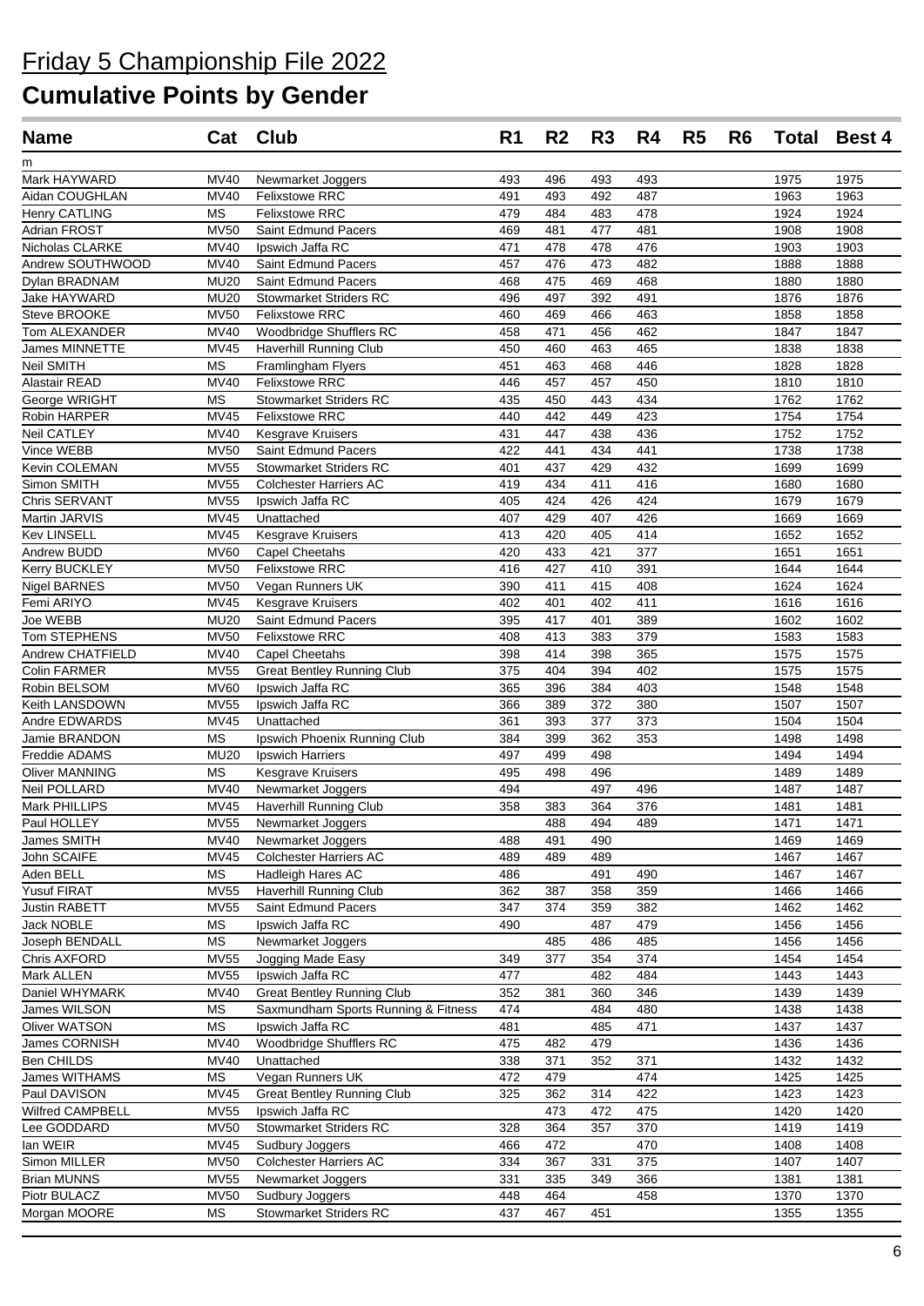# Friday 5 Championship File 2022

## Cumulative Points by Gender

| Name | Cat | Club | R1 | R2 | R3 | R4 | R5 | R6 | Total | Best 4 |
|---|---|---|---|---|---|---|---|---|---|---|
| m | | | | | | | | | | |
| Mark HAYWARD | MV40 | Newmarket Joggers | 493 | 496 | 493 | 493 | | | 1975 | 1975 |
| Aidan COUGHLAN | MV40 | Felixstowe RRC | 491 | 493 | 492 | 487 | | | 1963 | 1963 |
| Henry CATLING | MS | Felixstowe RRC | 479 | 484 | 483 | 478 | | | 1924 | 1924 |
| Adrian FROST | MV50 | Saint Edmund Pacers | 469 | 481 | 477 | 481 | | | 1908 | 1908 |
| Nicholas CLARKE | MV40 | Ipswich Jaffa RC | 471 | 478 | 478 | 476 | | | 1903 | 1903 |
| Andrew SOUTHWOOD | MV40 | Saint Edmund Pacers | 457 | 476 | 473 | 482 | | | 1888 | 1888 |
| Dylan BRADNAM | MU20 | Saint Edmund Pacers | 468 | 475 | 469 | 468 | | | 1880 | 1880 |
| Jake HAYWARD | MU20 | Stowmarket Striders RC | 496 | 497 | 392 | 491 | | | 1876 | 1876 |
| Steve BROOKE | MV50 | Felixstowe RRC | 460 | 469 | 466 | 463 | | | 1858 | 1858 |
| Tom ALEXANDER | MV40 | Woodbridge Shufflers RC | 458 | 471 | 456 | 462 | | | 1847 | 1847 |
| James MINNETTE | MV45 | Haverhill Running Club | 450 | 460 | 463 | 465 | | | 1838 | 1838 |
| Neil SMITH | MS | Framlingham Flyers | 451 | 463 | 468 | 446 | | | 1828 | 1828 |
| Alastair READ | MV40 | Felixstowe RRC | 446 | 457 | 457 | 450 | | | 1810 | 1810 |
| George WRIGHT | MS | Stowmarket Striders RC | 435 | 450 | 443 | 434 | | | 1762 | 1762 |
| Robin HARPER | MV45 | Felixstowe RRC | 440 | 442 | 449 | 423 | | | 1754 | 1754 |
| Neil CATLEY | MV40 | Kesgrave Kruisers | 431 | 447 | 438 | 436 | | | 1752 | 1752 |
| Vince WEBB | MV50 | Saint Edmund Pacers | 422 | 441 | 434 | 441 | | | 1738 | 1738 |
| Kevin COLEMAN | MV55 | Stowmarket Striders RC | 401 | 437 | 429 | 432 | | | 1699 | 1699 |
| Simon SMITH | MV55 | Colchester Harriers AC | 419 | 434 | 411 | 416 | | | 1680 | 1680 |
| Chris SERVANT | MV55 | Ipswich Jaffa RC | 405 | 424 | 426 | 424 | | | 1679 | 1679 |
| Martin JARVIS | MV45 | Unattached | 407 | 429 | 407 | 426 | | | 1669 | 1669 |
| Kev LINSELL | MV45 | Kesgrave Kruisers | 413 | 420 | 405 | 414 | | | 1652 | 1652 |
| Andrew BUDD | MV60 | Capel Cheetahs | 420 | 433 | 421 | 377 | | | 1651 | 1651 |
| Kerry BUCKLEY | MV50 | Felixstowe RRC | 416 | 427 | 410 | 391 | | | 1644 | 1644 |
| Nigel BARNES | MV50 | Vegan Runners UK | 390 | 411 | 415 | 408 | | | 1624 | 1624 |
| Femi ARIYO | MV45 | Kesgrave Kruisers | 402 | 401 | 402 | 411 | | | 1616 | 1616 |
| Joe WEBB | MU20 | Saint Edmund Pacers | 395 | 417 | 401 | 389 | | | 1602 | 1602 |
| Tom STEPHENS | MV50 | Felixstowe RRC | 408 | 413 | 383 | 379 | | | 1583 | 1583 |
| Andrew CHATFIELD | MV40 | Capel Cheetahs | 398 | 414 | 398 | 365 | | | 1575 | 1575 |
| Colin FARMER | MV55 | Great Bentley Running Club | 375 | 404 | 394 | 402 | | | 1575 | 1575 |
| Robin BELSOM | MV60 | Ipswich Jaffa RC | 365 | 396 | 384 | 403 | | | 1548 | 1548 |
| Keith LANSDOWN | MV55 | Ipswich Jaffa RC | 366 | 389 | 372 | 380 | | | 1507 | 1507 |
| Andre EDWARDS | MV45 | Unattached | 361 | 393 | 377 | 373 | | | 1504 | 1504 |
| Jamie BRANDON | MS | Ipswich Phoenix Running Club | 384 | 399 | 362 | 353 | | | 1498 | 1498 |
| Freddie ADAMS | MU20 | Ipswich Harriers | 497 | 499 | 498 | | | | 1494 | 1494 |
| Oliver MANNING | MS | Kesgrave Kruisers | 495 | 498 | 496 | | | | 1489 | 1489 |
| Neil POLLARD | MV40 | Newmarket Joggers | 494 | | 497 | 496 | | | 1487 | 1487 |
| Mark PHILLIPS | MV45 | Haverhill Running Club | 358 | 383 | 364 | 376 | | | 1481 | 1481 |
| Paul HOLLEY | MV55 | Newmarket Joggers | | 488 | 494 | 489 | | | 1471 | 1471 |
| James SMITH | MV40 | Newmarket Joggers | 488 | 491 | 490 | | | | 1469 | 1469 |
| John SCAIFE | MV45 | Colchester Harriers AC | 489 | 489 | 489 | | | | 1467 | 1467 |
| Aden BELL | MS | Hadleigh Hares AC | 486 | | 491 | 490 | | | 1467 | 1467 |
| Yusuf FIRAT | MV55 | Haverhill Running Club | 362 | 387 | 358 | 359 | | | 1466 | 1466 |
| Justin RABETT | MV55 | Saint Edmund Pacers | 347 | 374 | 359 | 382 | | | 1462 | 1462 |
| Jack NOBLE | MS | Ipswich Jaffa RC | 490 | | 487 | 479 | | | 1456 | 1456 |
| Joseph BENDALL | MS | Newmarket Joggers | | 485 | 486 | 485 | | | 1456 | 1456 |
| Chris AXFORD | MV55 | Jogging Made Easy | 349 | 377 | 354 | 374 | | | 1454 | 1454 |
| Mark ALLEN | MV55 | Ipswich Jaffa RC | 477 | | 482 | 484 | | | 1443 | 1443 |
| Daniel WHYMARK | MV40 | Great Bentley Running Club | 352 | 381 | 360 | 346 | | | 1439 | 1439 |
| James WILSON | MS | Saxmundham Sports Running & Fitness | 474 | | 484 | 480 | | | 1438 | 1438 |
| Oliver WATSON | MS | Ipswich Jaffa RC | 481 | | 485 | 471 | | | 1437 | 1437 |
| James CORNISH | MV40 | Woodbridge Shufflers RC | 475 | 482 | 479 | | | | 1436 | 1436 |
| Ben CHILDS | MV40 | Unattached | 338 | 371 | 352 | 371 | | | 1432 | 1432 |
| James WITHAMS | MS | Vegan Runners UK | 472 | 479 | | 474 | | | 1425 | 1425 |
| Paul DAVISON | MV45 | Great Bentley Running Club | 325 | 362 | 314 | 422 | | | 1423 | 1423 |
| Wilfred CAMPBELL | MV55 | Ipswich Jaffa RC | | 473 | 472 | 475 | | | 1420 | 1420 |
| Lee GODDARD | MV50 | Stowmarket Striders RC | 328 | 364 | 357 | 370 | | | 1419 | 1419 |
| Ian WEIR | MV45 | Sudbury Joggers | 466 | 472 | | 470 | | | 1408 | 1408 |
| Simon MILLER | MV50 | Colchester Harriers AC | 334 | 367 | 331 | 375 | | | 1407 | 1407 |
| Brian MUNNS | MV55 | Newmarket Joggers | 331 | 335 | 349 | 366 | | | 1381 | 1381 |
| Piotr BULACZ | MV50 | Sudbury Joggers | 448 | 464 | | 458 | | | 1370 | 1370 |
| Morgan MOORE | MS | Stowmarket Striders RC | 437 | 467 | 451 | | | | 1355 | 1355 |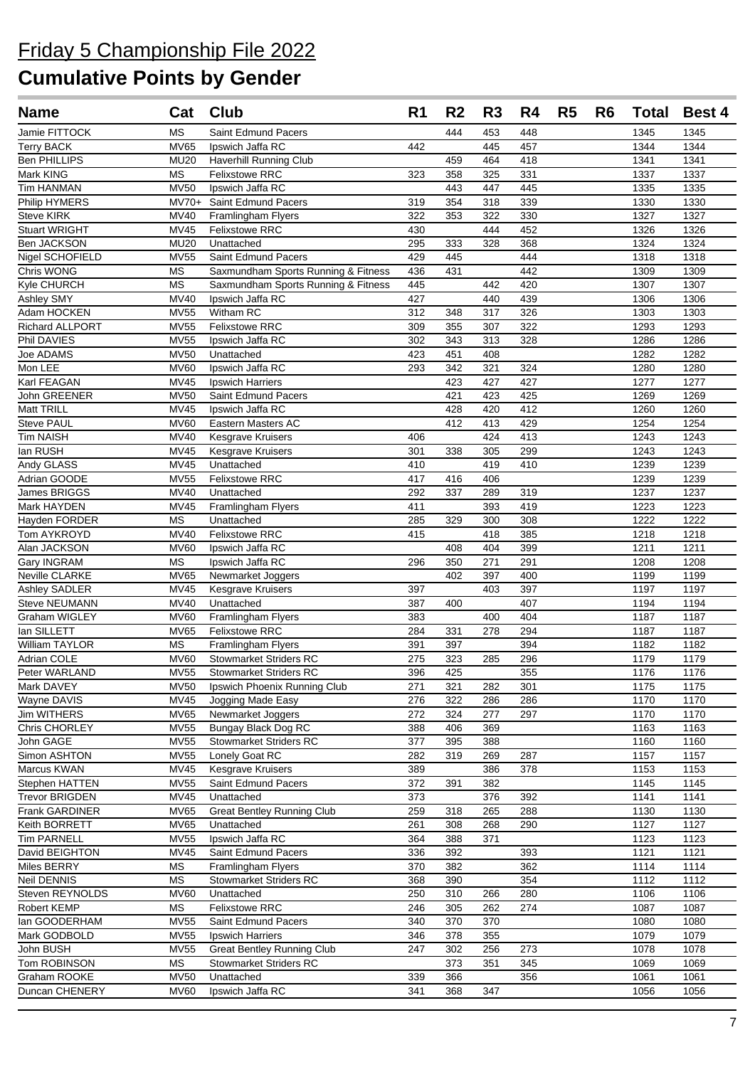# Friday 5 Championship File 2022

# Cumulative Points by Gender

| Name | Cat | Club | R1 | R2 | R3 | R4 | R5 | R6 | Total | Best 4 |
|---|---|---|---|---|---|---|---|---|---|---|
| Jamie FITTOCK | MS | Saint Edmund Pacers | | 444 | 453 | 448 | | | 1345 | 1345 |
| Terry BACK | MV65 | Ipswich Jaffa RC | 442 | | 445 | 457 | | | 1344 | 1344 |
| Ben PHILLIPS | MU20 | Haverhill Running Club | | 459 | 464 | 418 | | | 1341 | 1341 |
| Mark KING | MS | Felixstowe RRC | 323 | 358 | 325 | 331 | | | 1337 | 1337 |
| Tim HANMAN | MV50 | Ipswich Jaffa RC | | 443 | 447 | 445 | | | 1335 | 1335 |
| Philip HYMERS | MV70+ | Saint Edmund Pacers | 319 | 354 | 318 | 339 | | | 1330 | 1330 |
| Steve KIRK | MV40 | Framlingham Flyers | 322 | 353 | 322 | 330 | | | 1327 | 1327 |
| Stuart WRIGHT | MV45 | Felixstowe RRC | 430 | | 444 | 452 | | | 1326 | 1326 |
| Ben JACKSON | MU20 | Unattached | 295 | 333 | 328 | 368 | | | 1324 | 1324 |
| Nigel SCHOFIELD | MV55 | Saint Edmund Pacers | 429 | 445 | | 444 | | | 1318 | 1318 |
| Chris WONG | MS | Saxmundham Sports Running & Fitness | 436 | 431 | | 442 | | | 1309 | 1309 |
| Kyle CHURCH | MS | Saxmundham Sports Running & Fitness | 445 | | 442 | 420 | | | 1307 | 1307 |
| Ashley SMY | MV40 | Ipswich Jaffa RC | 427 | | 440 | 439 | | | 1306 | 1306 |
| Adam HOCKEN | MV55 | Witham RC | 312 | 348 | 317 | 326 | | | 1303 | 1303 |
| Richard ALLPORT | MV55 | Felixstowe RRC | 309 | 355 | 307 | 322 | | | 1293 | 1293 |
| Phil DAVIES | MV55 | Ipswich Jaffa RC | 302 | 343 | 313 | 328 | | | 1286 | 1286 |
| Joe ADAMS | MV50 | Unattached | 423 | 451 | 408 | | | | 1282 | 1282 |
| Mon LEE | MV60 | Ipswich Jaffa RC | 293 | 342 | 321 | 324 | | | 1280 | 1280 |
| Karl FEAGAN | MV45 | Ipswich Harriers | | 423 | 427 | 427 | | | 1277 | 1277 |
| John GREENER | MV50 | Saint Edmund Pacers | | 421 | 423 | 425 | | | 1269 | 1269 |
| Matt TRILL | MV45 | Ipswich Jaffa RC | | 428 | 420 | 412 | | | 1260 | 1260 |
| Steve PAUL | MV60 | Eastern Masters AC | | 412 | 413 | 429 | | | 1254 | 1254 |
| Tim NAISH | MV40 | Kesgrave Kruisers | 406 | | 424 | 413 | | | 1243 | 1243 |
| Ian RUSH | MV45 | Kesgrave Kruisers | 301 | 338 | 305 | 299 | | | 1243 | 1243 |
| Andy GLASS | MV45 | Unattached | 410 | | 419 | 410 | | | 1239 | 1239 |
| Adrian GOODE | MV55 | Felixstowe RRC | 417 | 416 | 406 | | | | 1239 | 1239 |
| James BRIGGS | MV40 | Unattached | 292 | 337 | 289 | 319 | | | 1237 | 1237 |
| Mark HAYDEN | MV45 | Framlingham Flyers | 411 | | 393 | 419 | | | 1223 | 1223 |
| Hayden FORDER | MS | Unattached | 285 | 329 | 300 | 308 | | | 1222 | 1222 |
| Tom AYKROYD | MV40 | Felixstowe RRC | 415 | | 418 | 385 | | | 1218 | 1218 |
| Alan JACKSON | MV60 | Ipswich Jaffa RC | | 408 | 404 | 399 | | | 1211 | 1211 |
| Gary INGRAM | MS | Ipswich Jaffa RC | 296 | 350 | 271 | 291 | | | 1208 | 1208 |
| Neville CLARKE | MV65 | Newmarket Joggers | | 402 | 397 | 400 | | | 1199 | 1199 |
| Ashley SADLER | MV45 | Kesgrave Kruisers | 397 | | 403 | 397 | | | 1197 | 1197 |
| Steve NEUMANN | MV40 | Unattached | 387 | 400 | | 407 | | | 1194 | 1194 |
| Graham WIGLEY | MV60 | Framlingham Flyers | 383 | | 400 | 404 | | | 1187 | 1187 |
| Ian SILLETT | MV65 | Felixstowe RRC | 284 | 331 | 278 | 294 | | | 1187 | 1187 |
| William TAYLOR | MS | Framlingham Flyers | 391 | 397 | | 394 | | | 1182 | 1182 |
| Adrian COLE | MV60 | Stowmarket Striders RC | 275 | 323 | 285 | 296 | | | 1179 | 1179 |
| Peter WARLAND | MV55 | Stowmarket Striders RC | 396 | 425 | | 355 | | | 1176 | 1176 |
| Mark DAVEY | MV50 | Ipswich Phoenix Running Club | 271 | 321 | 282 | 301 | | | 1175 | 1175 |
| Wayne DAVIS | MV45 | Jogging Made Easy | 276 | 322 | 286 | 286 | | | 1170 | 1170 |
| Jim WITHERS | MV65 | Newmarket Joggers | 272 | 324 | 277 | 297 | | | 1170 | 1170 |
| Chris CHORLEY | MV55 | Bungay Black Dog RC | 388 | 406 | 369 | | | | 1163 | 1163 |
| John GAGE | MV55 | Stowmarket Striders RC | 377 | 395 | 388 | | | | 1160 | 1160 |
| Simon ASHTON | MV55 | Lonely Goat RC | 282 | 319 | 269 | 287 | | | 1157 | 1157 |
| Marcus KWAN | MV45 | Kesgrave Kruisers | 389 | | 386 | 378 | | | 1153 | 1153 |
| Stephen HATTEN | MV55 | Saint Edmund Pacers | 372 | 391 | 382 | | | | 1145 | 1145 |
| Trevor BRIGDEN | MV45 | Unattached | 373 | | 376 | 392 | | | 1141 | 1141 |
| Frank GARDINER | MV65 | Great Bentley Running Club | 259 | 318 | 265 | 288 | | | 1130 | 1130 |
| Keith BORRETT | MV65 | Unattached | 261 | 308 | 268 | 290 | | | 1127 | 1127 |
| Tim PARNELL | MV55 | Ipswich Jaffa RC | 364 | 388 | 371 | | | | 1123 | 1123 |
| David BEIGHTON | MV45 | Saint Edmund Pacers | 336 | 392 | | 393 | | | 1121 | 1121 |
| Miles BERRY | MS | Framlingham Flyers | 370 | 382 | | 362 | | | 1114 | 1114 |
| Neil DENNIS | MS | Stowmarket Striders RC | 368 | 390 | | 354 | | | 1112 | 1112 |
| Steven REYNOLDS | MV60 | Unattached | 250 | 310 | 266 | 280 | | | 1106 | 1106 |
| Robert KEMP | MS | Felixstowe RRC | 246 | 305 | 262 | 274 | | | 1087 | 1087 |
| Ian GOODERHAM | MV55 | Saint Edmund Pacers | 340 | 370 | 370 | | | | 1080 | 1080 |
| Mark GODBOLD | MV55 | Ipswich Harriers | 346 | 378 | 355 | | | | 1079 | 1079 |
| John BUSH | MV55 | Great Bentley Running Club | 247 | 302 | 256 | 273 | | | 1078 | 1078 |
| Tom ROBINSON | MS | Stowmarket Striders RC | | 373 | 351 | 345 | | | 1069 | 1069 |
| Graham ROOKE | MV50 | Unattached | 339 | 366 | | 356 | | | 1061 | 1061 |
| Duncan CHENERY | MV60 | Ipswich Jaffa RC | 341 | 368 | 347 | | | | 1056 | 1056 |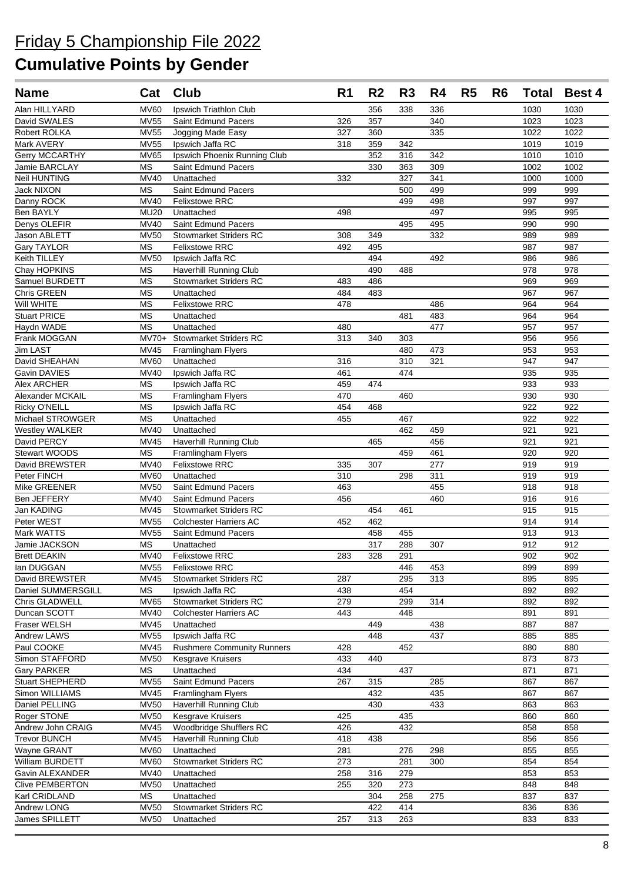# Friday 5 Championship File 2022

# Cumulative Points by Gender

| Name | Cat | Club | R1 | R2 | R3 | R4 | R5 | R6 | Total | Best 4 |
|---|---|---|---|---|---|---|---|---|---|---|
| Alan HILLYARD | MV60 | Ipswich Triathlon Club | | 356 | 338 | 336 | | | 1030 | 1030 |
| David SWALES | MV55 | Saint Edmund Pacers | 326 | 357 | | 340 | | | 1023 | 1023 |
| Robert ROLKA | MV55 | Jogging Made Easy | 327 | 360 | | 335 | | | 1022 | 1022 |
| Mark AVERY | MV55 | Ipswich Jaffa RC | 318 | 359 | 342 | | | | 1019 | 1019 |
| Gerry MCCARTHY | MV65 | Ipswich Phoenix Running Club | | 352 | 316 | 342 | | | 1010 | 1010 |
| Jamie BARCLAY | MS | Saint Edmund Pacers | | 330 | 363 | 309 | | | 1002 | 1002 |
| Neil HUNTING | MV40 | Unattached | 332 | | 327 | 341 | | | 1000 | 1000 |
| Jack NIXON | MS | Saint Edmund Pacers | | | 500 | 499 | | | 999 | 999 |
| Danny ROCK | MV40 | Felixstowe RRC | | | 499 | 498 | | | 997 | 997 |
| Ben BAYLY | MU20 | Unattached | 498 | | | 497 | | | 995 | 995 |
| Denys OLEFIR | MV40 | Saint Edmund Pacers | | | 495 | 495 | | | 990 | 990 |
| Jason ABLETT | MV50 | Stowmarket Striders RC | 308 | 349 | | 332 | | | 989 | 989 |
| Gary TAYLOR | MS | Felixstowe RRC | 492 | 495 | | | | | 987 | 987 |
| Keith TILLEY | MV50 | Ipswich Jaffa RC | | 494 | | 492 | | | 986 | 986 |
| Chay HOPKINS | MS | Haverhill Running Club | | 490 | 488 | | | | 978 | 978 |
| Samuel BURDETT | MS | Stowmarket Striders RC | 483 | 486 | | | | | 969 | 969 |
| Chris GREEN | MS | Unattached | 484 | 483 | | | | | 967 | 967 |
| Will WHITE | MS | Felixstowe RRC | 478 | | | 486 | | | 964 | 964 |
| Stuart PRICE | MS | Unattached | | | 481 | 483 | | | 964 | 964 |
| Haydn WADE | MS | Unattached | 480 | | | 477 | | | 957 | 957 |
| Frank MOGGAN | MV70+ | Stowmarket Striders RC | 313 | 340 | 303 | | | | 956 | 956 |
| Jim LAST | MV45 | Framlingham Flyers | | | 480 | 473 | | | 953 | 953 |
| David SHEAHAN | MV60 | Unattached | 316 | | 310 | 321 | | | 947 | 947 |
| Gavin DAVIES | MV40 | Ipswich Jaffa RC | 461 | | 474 | | | | 935 | 935 |
| Alex ARCHER | MS | Ipswich Jaffa RC | 459 | 474 | | | | | 933 | 933 |
| Alexander MCKAIL | MS | Framlingham Flyers | 470 | | 460 | | | | 930 | 930 |
| Ricky O'NEILL | MS | Ipswich Jaffa RC | 454 | 468 | | | | | 922 | 922 |
| Michael STROWGER | MS | Unattached | 455 | | 467 | | | | 922 | 922 |
| Westley WALKER | MV40 | Unattached | | | 462 | 459 | | | 921 | 921 |
| David PERCY | MV45 | Haverhill Running Club | | 465 | | 456 | | | 921 | 921 |
| Stewart WOODS | MS | Framlingham Flyers | | | 459 | 461 | | | 920 | 920 |
| David BREWSTER | MV40 | Felixstowe RRC | 335 | 307 | | 277 | | | 919 | 919 |
| Peter FINCH | MV60 | Unattached | 310 | | 298 | 311 | | | 919 | 919 |
| Mike GREENER | MV50 | Saint Edmund Pacers | 463 | | | 455 | | | 918 | 918 |
| Ben JEFFERY | MV40 | Saint Edmund Pacers | 456 | | | 460 | | | 916 | 916 |
| Jan KADING | MV45 | Stowmarket Striders RC | | 454 | 461 | | | | 915 | 915 |
| Peter WEST | MV55 | Colchester Harriers AC | 452 | 462 | | | | | 914 | 914 |
| Mark WATTS | MV55 | Saint Edmund Pacers | | 458 | 455 | | | | 913 | 913 |
| Jamie JACKSON | MS | Unattached | | 317 | 288 | 307 | | | 912 | 912 |
| Brett DEAKIN | MV40 | Felixstowe RRC | 283 | 328 | 291 | | | | 902 | 902 |
| Ian DUGGAN | MV55 | Felixstowe RRC | | | 446 | 453 | | | 899 | 899 |
| David BREWSTER | MV45 | Stowmarket Striders RC | 287 | | 295 | 313 | | | 895 | 895 |
| Daniel SUMMERSGILL | MS | Ipswich Jaffa RC | 438 | | 454 | | | | 892 | 892 |
| Chris GLADWELL | MV65 | Stowmarket Striders RC | 279 | | 299 | 314 | | | 892 | 892 |
| Duncan SCOTT | MV40 | Colchester Harriers AC | 443 | | 448 | | | | 891 | 891 |
| Fraser WELSH | MV45 | Unattached | | 449 | | 438 | | | 887 | 887 |
| Andrew LAWS | MV55 | Ipswich Jaffa RC | | 448 | | 437 | | | 885 | 885 |
| Paul COOKE | MV45 | Rushmere Community Runners | 428 | | 452 | | | | 880 | 880 |
| Simon STAFFORD | MV50 | Kesgrave Kruisers | 433 | 440 | | | | | 873 | 873 |
| Gary PARKER | MS | Unattached | 434 | | 437 | | | | 871 | 871 |
| Stuart SHEPHERD | MV55 | Saint Edmund Pacers | 267 | 315 | | 285 | | | 867 | 867 |
| Simon WILLIAMS | MV45 | Framlingham Flyers | | 432 | | 435 | | | 867 | 867 |
| Daniel PELLING | MV50 | Haverhill Running Club | | 430 | | 433 | | | 863 | 863 |
| Roger STONE | MV50 | Kesgrave Kruisers | 425 | | 435 | | | | 860 | 860 |
| Andrew John CRAIG | MV45 | Woodbridge Shufflers RC | 426 | | 432 | | | | 858 | 858 |
| Trevor BUNCH | MV45 | Haverhill Running Club | 418 | 438 | | | | | 856 | 856 |
| Wayne GRANT | MV60 | Unattached | 281 | | 276 | 298 | | | 855 | 855 |
| William BURDETT | MV60 | Stowmarket Striders RC | 273 | | 281 | 300 | | | 854 | 854 |
| Gavin ALEXANDER | MV40 | Unattached | 258 | 316 | 279 | | | | 853 | 853 |
| Clive PEMBERTON | MV50 | Unattached | 255 | 320 | 273 | | | | 848 | 848 |
| Karl CRIDLAND | MS | Unattached | | 304 | 258 | 275 | | | 837 | 837 |
| Andrew LONG | MV50 | Stowmarket Striders RC | | 422 | 414 | | | | 836 | 836 |
| James SPILLETT | MV50 | Unattached | 257 | 313 | 263 | | | | 833 | 833 |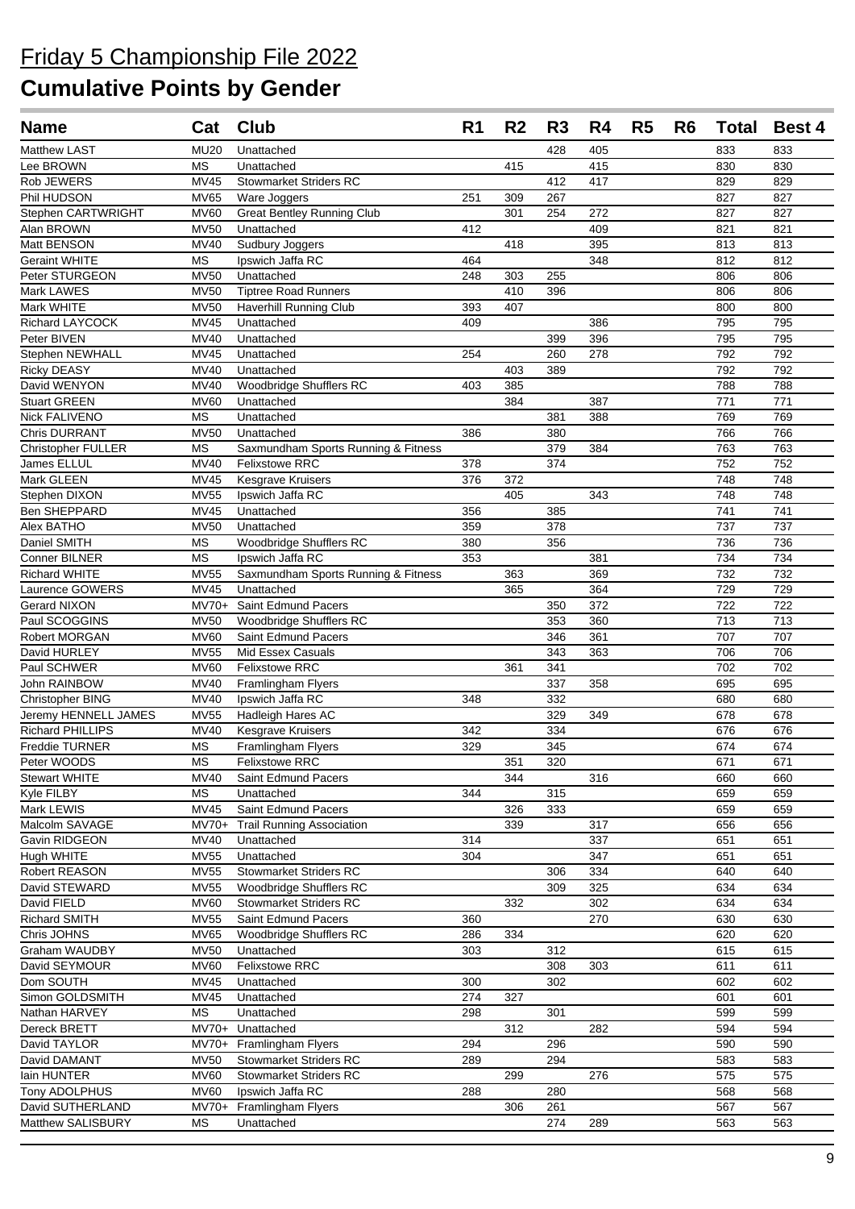# Friday 5 Championship File 2022

# Cumulative Points by Gender

| Name | Cat | Club | R1 | R2 | R3 | R4 | R5 | R6 | Total | Best 4 |
|---|---|---|---|---|---|---|---|---|---|---|
| Matthew LAST | MU20 | Unattached | | | 428 | 405 | | | 833 | 833 |
| Lee BROWN | MS | Unattached | | 415 | | 415 | | | 830 | 830 |
| Rob JEWERS | MV45 | Stowmarket Striders RC | | | 412 | 417 | | | 829 | 829 |
| Phil HUDSON | MV65 | Ware Joggers | 251 | 309 | 267 | | | | 827 | 827 |
| Stephen CARTWRIGHT | MV60 | Great Bentley Running Club | | 301 | 254 | 272 | | | 827 | 827 |
| Alan BROWN | MV50 | Unattached | 412 | | | 409 | | | 821 | 821 |
| Matt BENSON | MV40 | Sudbury Joggers | | 418 | | 395 | | | 813 | 813 |
| Geraint WHITE | MS | Ipswich Jaffa RC | 464 | | | 348 | | | 812 | 812 |
| Peter STURGEON | MV50 | Unattached | 248 | 303 | 255 | | | | 806 | 806 |
| Mark LAWES | MV50 | Tiptree Road Runners | | 410 | 396 | | | | 806 | 806 |
| Mark WHITE | MV50 | Haverhill Running Club | 393 | 407 | | | | | 800 | 800 |
| Richard LAYCOCK | MV45 | Unattached | 409 | | | 386 | | | 795 | 795 |
| Peter BIVEN | MV40 | Unattached | | | 399 | 396 | | | 795 | 795 |
| Stephen NEWHALL | MV45 | Unattached | 254 | | 260 | 278 | | | 792 | 792 |
| Ricky DEASY | MV40 | Unattached | | 403 | 389 | | | | 792 | 792 |
| David WENYON | MV40 | Woodbridge Shufflers RC | 403 | 385 | | | | | 788 | 788 |
| Stuart GREEN | MV60 | Unattached | | 384 | | 387 | | | 771 | 771 |
| Nick FALIVENO | MS | Unattached | | | 381 | 388 | | | 769 | 769 |
| Chris DURRANT | MV50 | Unattached | 386 | | 380 | | | | 766 | 766 |
| Christopher FULLER | MS | Saxmundham Sports Running & Fitness | | | 379 | 384 | | | 763 | 763 |
| James ELLUL | MV40 | Felixstowe RRC | 378 | | 374 | | | | 752 | 752 |
| Mark GLEEN | MV45 | Kesgrave Kruisers | 376 | 372 | | | | | 748 | 748 |
| Stephen DIXON | MV55 | Ipswich Jaffa RC | | 405 | | 343 | | | 748 | 748 |
| Ben SHEPPARD | MV45 | Unattached | 356 | | 385 | | | | 741 | 741 |
| Alex BATHO | MV50 | Unattached | 359 | | 378 | | | | 737 | 737 |
| Daniel SMITH | MS | Woodbridge Shufflers RC | 380 | | 356 | | | | 736 | 736 |
| Conner BILNER | MS | Ipswich Jaffa RC | 353 | | | 381 | | | 734 | 734 |
| Richard WHITE | MV55 | Saxmundham Sports Running & Fitness | | 363 | | 369 | | | 732 | 732 |
| Laurence GOWERS | MV45 | Unattached | | 365 | | 364 | | | 729 | 729 |
| Gerard NIXON | MV70+ | Saint Edmund Pacers | | | 350 | 372 | | | 722 | 722 |
| Paul SCOGGINS | MV50 | Woodbridge Shufflers RC | | | 353 | 360 | | | 713 | 713 |
| Robert MORGAN | MV60 | Saint Edmund Pacers | | | 346 | 361 | | | 707 | 707 |
| David HURLEY | MV55 | Mid Essex Casuals | | | 343 | 363 | | | 706 | 706 |
| Paul SCHWER | MV60 | Felixstowe RRC | | 361 | 341 | | | | 702 | 702 |
| John RAINBOW | MV40 | Framlingham Flyers | | | 337 | 358 | | | 695 | 695 |
| Christopher BING | MV40 | Ipswich Jaffa RC | 348 | | 332 | | | | 680 | 680 |
| Jeremy HENNELL JAMES | MV55 | Hadleigh Hares AC | | | 329 | 349 | | | 678 | 678 |
| Richard PHILLIPS | MV40 | Kesgrave Kruisers | 342 | | 334 | | | | 676 | 676 |
| Freddie TURNER | MS | Framlingham Flyers | 329 | | 345 | | | | 674 | 674 |
| Peter WOODS | MS | Felixstowe RRC | | 351 | 320 | | | | 671 | 671 |
| Stewart WHITE | MV40 | Saint Edmund Pacers | | 344 | | 316 | | | 660 | 660 |
| Kyle FILBY | MS | Unattached | 344 | | 315 | | | | 659 | 659 |
| Mark LEWIS | MV45 | Saint Edmund Pacers | | 326 | 333 | | | | 659 | 659 |
| Malcolm SAVAGE | MV70+ | Trail Running Association | | 339 | | 317 | | | 656 | 656 |
| Gavin RIDGEON | MV40 | Unattached | 314 | | | 337 | | | 651 | 651 |
| Hugh WHITE | MV55 | Unattached | 304 | | | 347 | | | 651 | 651 |
| Robert REASON | MV55 | Stowmarket Striders RC | | | 306 | 334 | | | 640 | 640 |
| David STEWARD | MV55 | Woodbridge Shufflers RC | | | 309 | 325 | | | 634 | 634 |
| David FIELD | MV60 | Stowmarket Striders RC | | 332 | | 302 | | | 634 | 634 |
| Richard SMITH | MV55 | Saint Edmund Pacers | 360 | | | 270 | | | 630 | 630 |
| Chris JOHNS | MV65 | Woodbridge Shufflers RC | 286 | 334 | | | | | 620 | 620 |
| Graham WAUDBY | MV50 | Unattached | 303 | | 312 | | | | 615 | 615 |
| David SEYMOUR | MV60 | Felixstowe RRC | | | 308 | 303 | | | 611 | 611 |
| Dom SOUTH | MV45 | Unattached | 300 | | 302 | | | | 602 | 602 |
| Simon GOLDSMITH | MV45 | Unattached | 274 | 327 | | | | | 601 | 601 |
| Nathan HARVEY | MS | Unattached | 298 | | 301 | | | | 599 | 599 |
| Dereck BRETT | MV70+ | Unattached | | 312 | | 282 | | | 594 | 594 |
| David TAYLOR | MV70+ | Framlingham Flyers | 294 | | 296 | | | | 590 | 590 |
| David DAMANT | MV50 | Stowmarket Striders RC | 289 | | 294 | | | | 583 | 583 |
| Iain HUNTER | MV60 | Stowmarket Striders RC | | 299 | | 276 | | | 575 | 575 |
| Tony ADOLPHUS | MV60 | Ipswich Jaffa RC | 288 | | 280 | | | | 568 | 568 |
| David SUTHERLAND | MV70+ | Framlingham Flyers | | 306 | 261 | | | | 567 | 567 |
| Matthew SALISBURY | MS | Unattached | | | 274 | 289 | | | 563 | 563 |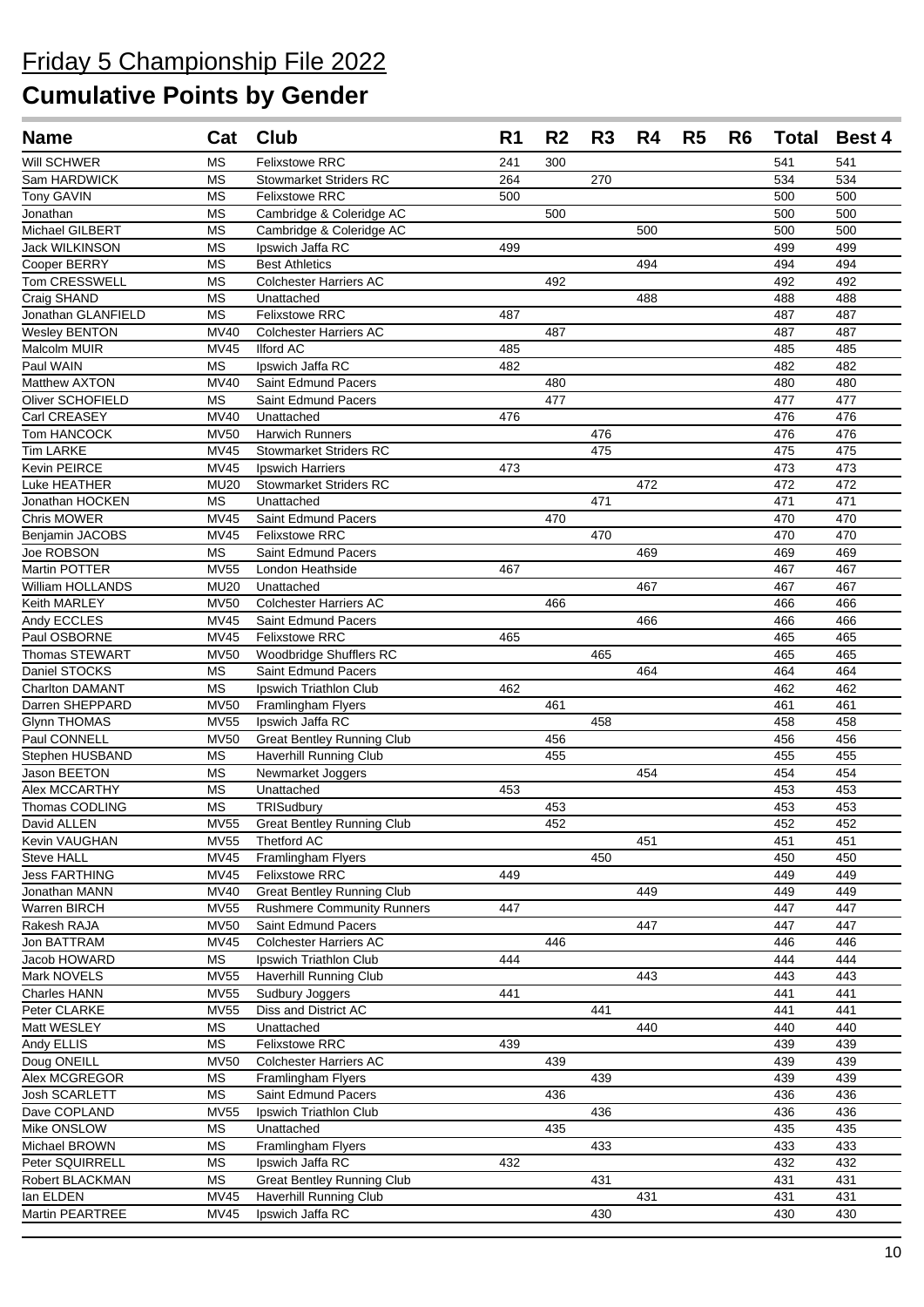# Friday 5 Championship File 2022

# Cumulative Points by Gender

| Name | Cat | Club | R1 | R2 | R3 | R4 | R5 | R6 | Total | Best 4 |
|---|---|---|---|---|---|---|---|---|---|---|
| Will SCHWER | MS | Felixstowe RRC | 241 | 300 | | | | | 541 | 541 |
| Sam HARDWICK | MS | Stowmarket Striders RC | 264 | | 270 | | | | 534 | 534 |
| Tony GAVIN | MS | Felixstowe RRC | 500 | | | | | | 500 | 500 |
| Jonathan | MS | Cambridge & Coleridge AC | | 500 | | | | | 500 | 500 |
| Michael GILBERT | MS | Cambridge & Coleridge AC | | | | 500 | | | 500 | 500 |
| Jack WILKINSON | MS | Ipswich Jaffa RC | 499 | | | | | | 499 | 499 |
| Cooper BERRY | MS | Best Athletics | | | | 494 | | | 494 | 494 |
| Tom CRESSWELL | MS | Colchester Harriers AC | | 492 | | | | | 492 | 492 |
| Craig SHAND | MS | Unattached | | | | 488 | | | 488 | 488 |
| Jonathan GLANFIELD | MS | Felixstowe RRC | 487 | | | | | | 487 | 487 |
| Wesley BENTON | MV40 | Colchester Harriers AC | | 487 | | | | | 487 | 487 |
| Malcolm MUIR | MV45 | Ilford AC | 485 | | | | | | 485 | 485 |
| Paul WAIN | MS | Ipswich Jaffa RC | 482 | | | | | | 482 | 482 |
| Matthew AXTON | MV40 | Saint Edmund Pacers | | 480 | | | | | 480 | 480 |
| Oliver SCHOFIELD | MS | Saint Edmund Pacers | | 477 | | | | | 477 | 477 |
| Carl CREASEY | MV40 | Unattached | 476 | | | | | | 476 | 476 |
| Tom HANCOCK | MV50 | Harwich Runners | | | 476 | | | | 476 | 476 |
| Tim LARKE | MV45 | Stowmarket Striders RC | | | 475 | | | | 475 | 475 |
| Kevin PEIRCE | MV45 | Ipswich Harriers | 473 | | | | | | 473 | 473 |
| Luke HEATHER | MU20 | Stowmarket Striders RC | | | | 472 | | | 472 | 472 |
| Jonathan HOCKEN | MS | Unattached | | | 471 | | | | 471 | 471 |
| Chris MOWER | MV45 | Saint Edmund Pacers | | 470 | | | | | 470 | 470 |
| Benjamin JACOBS | MV45 | Felixstowe RRC | | | 470 | | | | 470 | 470 |
| Joe ROBSON | MS | Saint Edmund Pacers | | | | 469 | | | 469 | 469 |
| Martin POTTER | MV55 | London Heathside | 467 | | | | | | 467 | 467 |
| William HOLLANDS | MU20 | Unattached | | | | 467 | | | 467 | 467 |
| Keith MARLEY | MV50 | Colchester Harriers AC | | 466 | | | | | 466 | 466 |
| Andy ECCLES | MV45 | Saint Edmund Pacers | | | | 466 | | | 466 | 466 |
| Paul OSBORNE | MV45 | Felixstowe RRC | 465 | | | | | | 465 | 465 |
| Thomas STEWART | MV50 | Woodbridge Shufflers RC | | | 465 | | | | 465 | 465 |
| Daniel STOCKS | MS | Saint Edmund Pacers | | | | 464 | | | 464 | 464 |
| Charlton DAMANT | MS | Ipswich Triathlon Club | 462 | | | | | | 462 | 462 |
| Darren SHEPPARD | MV50 | Framlingham Flyers | | 461 | | | | | 461 | 461 |
| Glynn THOMAS | MV55 | Ipswich Jaffa RC | | | 458 | | | | 458 | 458 |
| Paul CONNELL | MV50 | Great Bentley Running Club | | 456 | | | | | 456 | 456 |
| Stephen HUSBAND | MS | Haverhill Running Club | | 455 | | | | | 455 | 455 |
| Jason BEETON | MS | Newmarket Joggers | | | | 454 | | | 454 | 454 |
| Alex MCCARTHY | MS | Unattached | 453 | | | | | | 453 | 453 |
| Thomas CODLING | MS | TRISudbury | | 453 | | | | | 453 | 453 |
| David ALLEN | MV55 | Great Bentley Running Club | | 452 | | | | | 452 | 452 |
| Kevin VAUGHAN | MV55 | Thetford AC | | | | 451 | | | 451 | 451 |
| Steve HALL | MV45 | Framlingham Flyers | | | 450 | | | | 450 | 450 |
| Jess FARTHING | MV45 | Felixstowe RRC | 449 | | | | | | 449 | 449 |
| Jonathan MANN | MV40 | Great Bentley Running Club | | | | 449 | | | 449 | 449 |
| Warren BIRCH | MV55 | Rushmere Community Runners | 447 | | | | | | 447 | 447 |
| Rakesh RAJA | MV50 | Saint Edmund Pacers | | | | 447 | | | 447 | 447 |
| Jon BATTRAM | MV45 | Colchester Harriers AC | | 446 | | | | | 446 | 446 |
| Jacob HOWARD | MS | Ipswich Triathlon Club | 444 | | | | | | 444 | 444 |
| Mark NOVELS | MV55 | Haverhill Running Club | | | | 443 | | | 443 | 443 |
| Charles HANN | MV55 | Sudbury Joggers | 441 | | | | | | 441 | 441 |
| Peter CLARKE | MV55 | Diss and District AC | | | 441 | | | | 441 | 441 |
| Matt WESLEY | MS | Unattached | | | | 440 | | | 440 | 440 |
| Andy ELLIS | MS | Felixstowe RRC | 439 | | | | | | 439 | 439 |
| Doug ONEILL | MV50 | Colchester Harriers AC | | 439 | | | | | 439 | 439 |
| Alex MCGREGOR | MS | Framlingham Flyers | | | 439 | | | | 439 | 439 |
| Josh SCARLETT | MS | Saint Edmund Pacers | | 436 | | | | | 436 | 436 |
| Dave COPLAND | MV55 | Ipswich Triathlon Club | | | 436 | | | | 436 | 436 |
| Mike ONSLOW | MS | Unattached | | 435 | | | | | 435 | 435 |
| Michael BROWN | MS | Framlingham Flyers | | | 433 | | | | 433 | 433 |
| Peter SQUIRRELL | MS | Ipswich Jaffa RC | 432 | | | | | | 432 | 432 |
| Robert BLACKMAN | MS | Great Bentley Running Club | | | 431 | | | | 431 | 431 |
| Ian ELDEN | MV45 | Haverhill Running Club | | | | 431 | | | 431 | 431 |
| Martin PEARTREE | MV45 | Ipswich Jaffa RC | | | 430 | | | | 430 | 430 |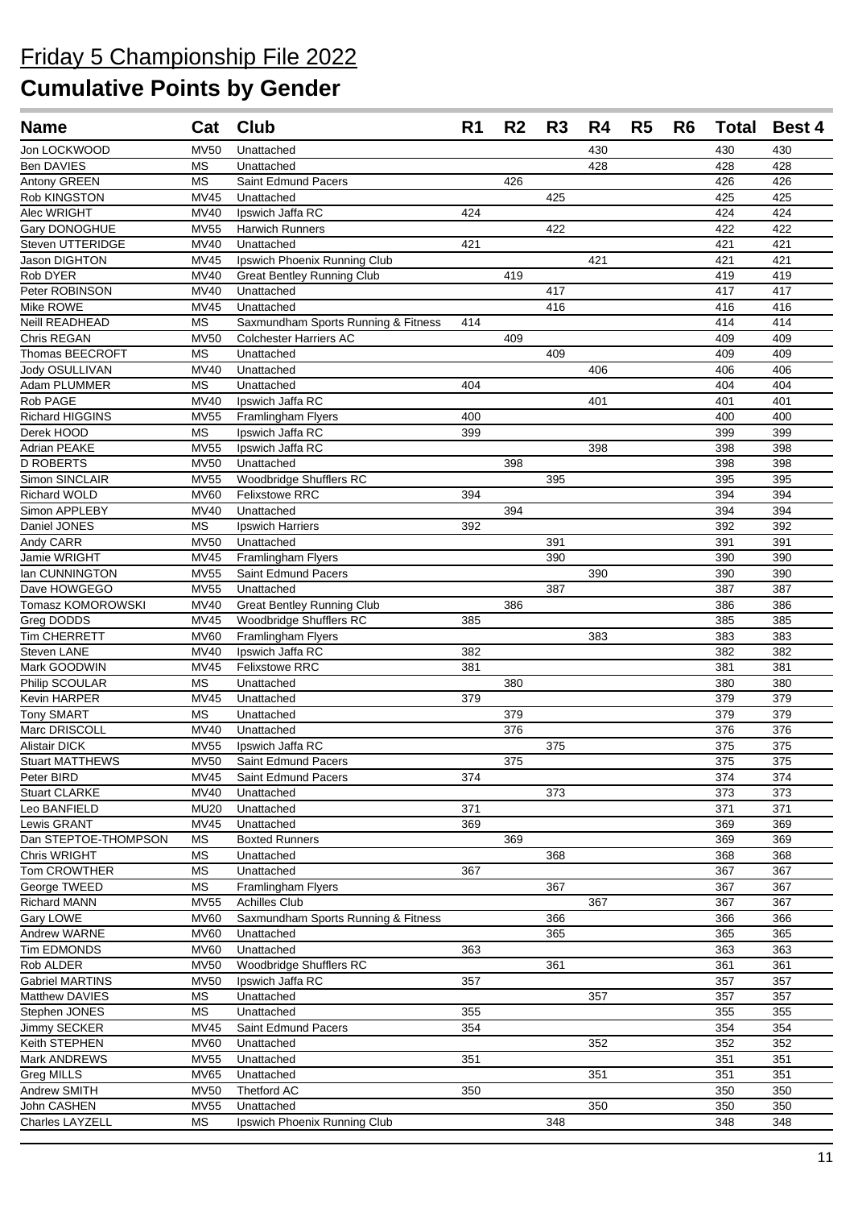# Friday 5 Championship File 2022

## Cumulative Points by Gender

| Name | Cat | Club | R1 | R2 | R3 | R4 | R5 | R6 | Total | Best 4 |
|---|---|---|---|---|---|---|---|---|---|---|
| Jon LOCKWOOD | MV50 | Unattached | | | | 430 | | | 430 | 430 |
| Ben DAVIES | MS | Unattached | | | | 428 | | | 428 | 428 |
| Antony GREEN | MS | Saint Edmund Pacers | | 426 | | | | | 426 | 426 |
| Rob KINGSTON | MV45 | Unattached | | | 425 | | | | 425 | 425 |
| Alec WRIGHT | MV40 | Ipswich Jaffa RC | 424 | | | | | | 424 | 424 |
| Gary DONOGHUE | MV55 | Harwich Runners | | | 422 | | | | 422 | 422 |
| Steven UTTERIDGE | MV40 | Unattached | 421 | | | | | | 421 | 421 |
| Jason DIGHTON | MV45 | Ipswich Phoenix Running Club | | | | 421 | | | 421 | 421 |
| Rob DYER | MV40 | Great Bentley Running Club | | 419 | | | | | 419 | 419 |
| Peter ROBINSON | MV40 | Unattached | | | 417 | | | | 417 | 417 |
| Mike ROWE | MV45 | Unattached | | | 416 | | | | 416 | 416 |
| Neill READHEAD | MS | Saxmundham Sports Running & Fitness | 414 | | | | | | 414 | 414 |
| Chris REGAN | MV50 | Colchester Harriers AC | | 409 | | | | | 409 | 409 |
| Thomas BEECROFT | MS | Unattached | | | 409 | | | | 409 | 409 |
| Jody OSULLIVAN | MV40 | Unattached | | | | 406 | | | 406 | 406 |
| Adam PLUMMER | MS | Unattached | 404 | | | | | | 404 | 404 |
| Rob PAGE | MV40 | Ipswich Jaffa RC | | | | 401 | | | 401 | 401 |
| Richard HIGGINS | MV55 | Framlingham Flyers | 400 | | | | | | 400 | 400 |
| Derek HOOD | MS | Ipswich Jaffa RC | 399 | | | | | | 399 | 399 |
| Adrian PEAKE | MV55 | Ipswich Jaffa RC | | | | 398 | | | 398 | 398 |
| D ROBERTS | MV50 | Unattached | | 398 | | | | | 398 | 398 |
| Simon SINCLAIR | MV55 | Woodbridge Shufflers RC | | | 395 | | | | 395 | 395 |
| Richard WOLD | MV60 | Felixstowe RRC | 394 | | | | | | 394 | 394 |
| Simon APPLEBY | MV40 | Unattached | | 394 | | | | | 394 | 394 |
| Daniel JONES | MS | Ipswich Harriers | 392 | | | | | | 392 | 392 |
| Andy CARR | MV50 | Unattached | | | 391 | | | | 391 | 391 |
| Jamie WRIGHT | MV45 | Framlingham Flyers | | | 390 | | | | 390 | 390 |
| Ian CUNNINGTON | MV55 | Saint Edmund Pacers | | | | 390 | | | 390 | 390 |
| Dave HOWGEGO | MV55 | Unattached | | | 387 | | | | 387 | 387 |
| Tomasz KOMOROWSKI | MV40 | Great Bentley Running Club | | 386 | | | | | 386 | 386 |
| Greg DODDS | MV45 | Woodbridge Shufflers RC | 385 | | | | | | 385 | 385 |
| Tim CHERRETT | MV60 | Framlingham Flyers | | | | 383 | | | 383 | 383 |
| Steven LANE | MV40 | Ipswich Jaffa RC | 382 | | | | | | 382 | 382 |
| Mark GOODWIN | MV45 | Felixstowe RRC | 381 | | | | | | 381 | 381 |
| Philip SCOULAR | MS | Unattached | | 380 | | | | | 380 | 380 |
| Kevin HARPER | MV45 | Unattached | 379 | | | | | | 379 | 379 |
| Tony SMART | MS | Unattached | | 379 | | | | | 379 | 379 |
| Marc DRISCOLL | MV40 | Unattached | | 376 | | | | | 376 | 376 |
| Alistair DICK | MV55 | Ipswich Jaffa RC | | | 375 | | | | 375 | 375 |
| Stuart MATTHEWS | MV50 | Saint Edmund Pacers | | 375 | | | | | 375 | 375 |
| Peter BIRD | MV45 | Saint Edmund Pacers | 374 | | | | | | 374 | 374 |
| Stuart CLARKE | MV40 | Unattached | | | 373 | | | | 373 | 373 |
| Leo BANFIELD | MU20 | Unattached | 371 | | | | | | 371 | 371 |
| Lewis GRANT | MV45 | Unattached | 369 | | | | | | 369 | 369 |
| Dan STEPTOE-THOMPSON | MS | Boxted Runners | | 369 | | | | | 369 | 369 |
| Chris WRIGHT | MS | Unattached | | | 368 | | | | 368 | 368 |
| Tom CROWTHER | MS | Unattached | 367 | | | | | | 367 | 367 |
| George TWEED | MS | Framlingham Flyers | | | 367 | | | | 367 | 367 |
| Richard MANN | MV55 | Achilles Club | | | | 367 | | | 367 | 367 |
| Gary LOWE | MV60 | Saxmundham Sports Running & Fitness | | | 366 | | | | 366 | 366 |
| Andrew WARNE | MV60 | Unattached | | | 365 | | | | 365 | 365 |
| Tim EDMONDS | MV60 | Unattached | 363 | | | | | | 363 | 363 |
| Rob ALDER | MV50 | Woodbridge Shufflers RC | | | 361 | | | | 361 | 361 |
| Gabriel MARTINS | MV50 | Ipswich Jaffa RC | 357 | | | | | | 357 | 357 |
| Matthew DAVIES | MS | Unattached | | | | 357 | | | 357 | 357 |
| Stephen JONES | MS | Unattached | 355 | | | | | | 355 | 355 |
| Jimmy SECKER | MV45 | Saint Edmund Pacers | 354 | | | | | | 354 | 354 |
| Keith STEPHEN | MV60 | Unattached | | | | 352 | | | 352 | 352 |
| Mark ANDREWS | MV55 | Unattached | 351 | | | | | | 351 | 351 |
| Greg MILLS | MV65 | Unattached | | | | 351 | | | 351 | 351 |
| Andrew SMITH | MV50 | Thetford AC | 350 | | | | | | 350 | 350 |
| John CASHEN | MV55 | Unattached | | | | 350 | | | 350 | 350 |
| Charles LAYZELL | MS | Ipswich Phoenix Running Club | | | 348 | | | | 348 | 348 |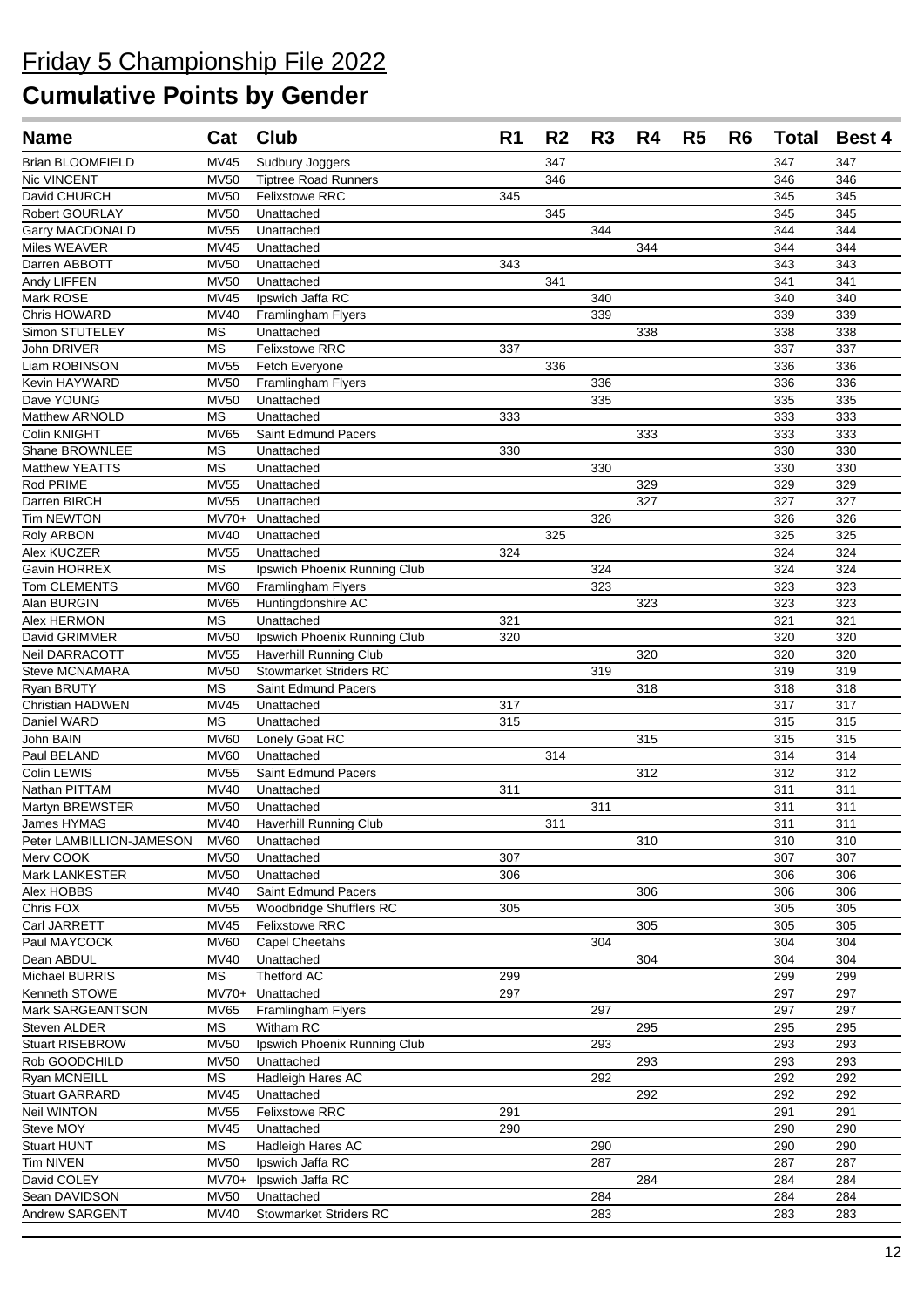# Friday 5 Championship File 2022

# Cumulative Points by Gender

| Name | Cat | Club | R1 | R2 | R3 | R4 | R5 | R6 | Total | Best 4 |
|---|---|---|---|---|---|---|---|---|---|---|
| Brian BLOOMFIELD | MV45 | Sudbury Joggers | | 347 | | | | | 347 | 347 |
| Nic VINCENT | MV50 | Tiptree Road Runners | | 346 | | | | | 346 | 346 |
| David CHURCH | MV50 | Felixstowe RRC | 345 | | | | | | 345 | 345 |
| Robert GOURLAY | MV50 | Unattached | | 345 | | | | | 345 | 345 |
| Garry MACDONALD | MV55 | Unattached | | | 344 | | | | 344 | 344 |
| Miles WEAVER | MV45 | Unattached | | | | 344 | | | 344 | 344 |
| Darren ABBOTT | MV50 | Unattached | 343 | | | | | | 343 | 343 |
| Andy LIFFEN | MV50 | Unattached | | 341 | | | | | 341 | 341 |
| Mark ROSE | MV45 | Ipswich Jaffa RC | | | 340 | | | | 340 | 340 |
| Chris HOWARD | MV40 | Framlingham Flyers | | | 339 | | | | 339 | 339 |
| Simon STUTELEY | MS | Unattached | | | | 338 | | | 338 | 338 |
| John DRIVER | MS | Felixstowe RRC | 337 | | | | | | 337 | 337 |
| Liam ROBINSON | MV55 | Fetch Everyone | | 336 | | | | | 336 | 336 |
| Kevin HAYWARD | MV50 | Framlingham Flyers | | | 336 | | | | 336 | 336 |
| Dave YOUNG | MV50 | Unattached | | | 335 | | | | 335 | 335 |
| Matthew ARNOLD | MS | Unattached | 333 | | | | | | 333 | 333 |
| Colin KNIGHT | MV65 | Saint Edmund Pacers | | | | 333 | | | 333 | 333 |
| Shane BROWNLEE | MS | Unattached | 330 | | | | | | 330 | 330 |
| Matthew YEATTS | MS | Unattached | | | 330 | | | | 330 | 330 |
| Rod PRIME | MV55 | Unattached | | | | 329 | | | 329 | 329 |
| Darren BIRCH | MV55 | Unattached | | | | 327 | | | 327 | 327 |
| Tim NEWTON | MV70+ | Unattached | | | 326 | | | | 326 | 326 |
| Roly ARBON | MV40 | Unattached | | 325 | | | | | 325 | 325 |
| Alex KUCZER | MV55 | Unattached | 324 | | | | | | 324 | 324 |
| Gavin HORREX | MS | Ipswich Phoenix Running Club | | | 324 | | | | 324 | 324 |
| Tom CLEMENTS | MV60 | Framlingham Flyers | | | 323 | | | | 323 | 323 |
| Alan BURGIN | MV65 | Huntingdonshire AC | | | | 323 | | | 323 | 323 |
| Alex HERMON | MS | Unattached | 321 | | | | | | 321 | 321 |
| David GRIMMER | MV50 | Ipswich Phoenix Running Club | 320 | | | | | | 320 | 320 |
| Neil DARRACOTT | MV55 | Haverhill Running Club | | | | 320 | | | 320 | 320 |
| Steve MCNAMARA | MV50 | Stowmarket Striders RC | | | 319 | | | | 319 | 319 |
| Ryan BRUTY | MS | Saint Edmund Pacers | | | | 318 | | | 318 | 318 |
| Christian HADWEN | MV45 | Unattached | 317 | | | | | | 317 | 317 |
| Daniel WARD | MS | Unattached | 315 | | | | | | 315 | 315 |
| John BAIN | MV60 | Lonely Goat RC | | | | 315 | | | 315 | 315 |
| Paul BELAND | MV60 | Unattached | | 314 | | | | | 314 | 314 |
| Colin LEWIS | MV55 | Saint Edmund Pacers | | | | 312 | | | 312 | 312 |
| Nathan PITTAM | MV40 | Unattached | 311 | | | | | | 311 | 311 |
| Martyn BREWSTER | MV50 | Unattached | | | 311 | | | | 311 | 311 |
| James HYMAS | MV40 | Haverhill Running Club | | 311 | | | | | 311 | 311 |
| Peter LAMBILLION-JAMESON | MV60 | Unattached | | | | 310 | | | 310 | 310 |
| Merv COOK | MV50 | Unattached | 307 | | | | | | 307 | 307 |
| Mark LANKESTER | MV50 | Unattached | 306 | | | | | | 306 | 306 |
| Alex HOBBS | MV40 | Saint Edmund Pacers | | | | 306 | | | 306 | 306 |
| Chris FOX | MV55 | Woodbridge Shufflers RC | 305 | | | | | | 305 | 305 |
| Carl JARRETT | MV45 | Felixstowe RRC | | | | 305 | | | 305 | 305 |
| Paul MAYCOCK | MV60 | Capel Cheetahs | | | 304 | | | | 304 | 304 |
| Dean ABDUL | MV40 | Unattached | | | | 304 | | | 304 | 304 |
| Michael BURRIS | MS | Thetford AC | 299 | | | | | | 299 | 299 |
| Kenneth STOWE | MV70+ | Unattached | 297 | | | | | | 297 | 297 |
| Mark SARGEANTSON | MV65 | Framlingham Flyers | | | 297 | | | | 297 | 297 |
| Steven ALDER | MS | Witham RC | | | | 295 | | | 295 | 295 |
| Stuart RISEBROW | MV50 | Ipswich Phoenix Running Club | | | 293 | | | | 293 | 293 |
| Rob GOODCHILD | MV50 | Unattached | | | | 293 | | | 293 | 293 |
| Ryan MCNEILL | MS | Hadleigh Hares AC | | | 292 | | | | 292 | 292 |
| Stuart GARRARD | MV45 | Unattached | | | | 292 | | | 292 | 292 |
| Neil WINTON | MV55 | Felixstowe RRC | 291 | | | | | | 291 | 291 |
| Steve MOY | MV45 | Unattached | 290 | | | | | | 290 | 290 |
| Stuart HUNT | MS | Hadleigh Hares AC | | | 290 | | | | 290 | 290 |
| Tim NIVEN | MV50 | Ipswich Jaffa RC | | | 287 | | | | 287 | 287 |
| David COLEY | MV70+ | Ipswich Jaffa RC | | | | 284 | | | 284 | 284 |
| Sean DAVIDSON | MV50 | Unattached | | | 284 | | | | 284 | 284 |
| Andrew SARGENT | MV40 | Stowmarket Striders RC | | | 283 | | | | 283 | 283 |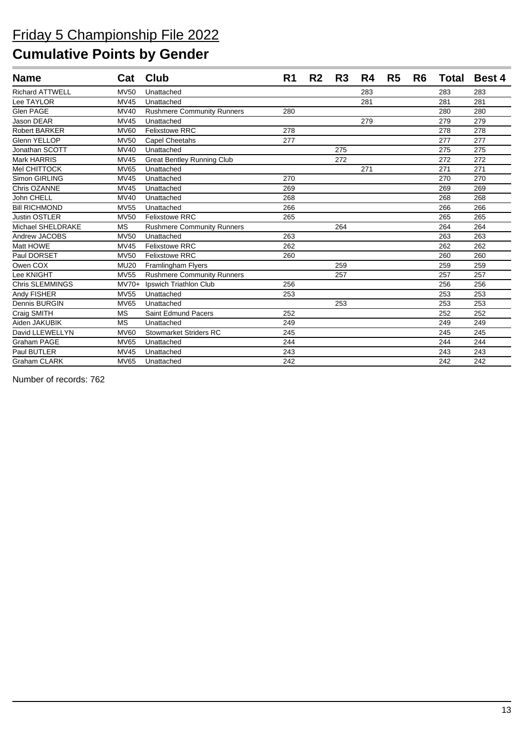# Friday 5 Championship File 2022

## Cumulative Points by Gender

| Name | Cat | Club | R1 | R2 | R3 | R4 | R5 | R6 | Total | Best 4 |
|---|---|---|---|---|---|---|---|---|---|---|
| Richard ATTWELL | MV50 | Unattached | | | | 283 | | | 283 | 283 |
| Lee TAYLOR | MV45 | Unattached | | | | 281 | | | 281 | 281 |
| Glen PAGE | MV40 | Rushmere Community Runners | 280 | | | | | | 280 | 280 |
| Jason DEAR | MV45 | Unattached | | | | 279 | | | 279 | 279 |
| Robert BARKER | MV60 | Felixstowe RRC | 278 | | | | | | 278 | 278 |
| Glenn YELLOP | MV50 | Capel Cheetahs | 277 | | | | | | 277 | 277 |
| Jonathan SCOTT | MV40 | Unattached | | | 275 | | | | 275 | 275 |
| Mark HARRIS | MV45 | Great Bentley Running Club | | | 272 | | | | 272 | 272 |
| Mel CHITTOCK | MV65 | Unattached | | | | 271 | | | 271 | 271 |
| Simon GIRLING | MV45 | Unattached | 270 | | | | | | 270 | 270 |
| Chris OZANNE | MV45 | Unattached | 269 | | | | | | 269 | 269 |
| John CHELL | MV40 | Unattached | 268 | | | | | | 268 | 268 |
| Bill RICHMOND | MV55 | Unattached | 266 | | | | | | 266 | 266 |
| Justin OSTLER | MV50 | Felixstowe RRC | 265 | | | | | | 265 | 265 |
| Michael SHELDRAKE | MS | Rushmere Community Runners | | | 264 | | | | 264 | 264 |
| Andrew JACOBS | MV50 | Unattached | 263 | | | | | | 263 | 263 |
| Matt HOWE | MV45 | Felixstowe RRC | 262 | | | | | | 262 | 262 |
| Paul DORSET | MV50 | Felixstowe RRC | 260 | | | | | | 260 | 260 |
| Owen COX | MU20 | Framlingham Flyers | | | 259 | | | | 259 | 259 |
| Lee KNIGHT | MV55 | Rushmere Community Runners | | | 257 | | | | 257 | 257 |
| Chris SLEMMINGS | MV70+ | Ipswich Triathlon Club | 256 | | | | | | 256 | 256 |
| Andy FISHER | MV55 | Unattached | 253 | | | | | | 253 | 253 |
| Dennis BURGIN | MV65 | Unattached | | | 253 | | | | 253 | 253 |
| Craig SMITH | MS | Saint Edmund Pacers | 252 | | | | | | 252 | 252 |
| Aiden JAKUBIK | MS | Unattached | 249 | | | | | | 249 | 249 |
| David LLEWELLYN | MV60 | Stowmarket Striders RC | 245 | | | | | | 245 | 245 |
| Graham PAGE | MV65 | Unattached | 244 | | | | | | 244 | 244 |
| Paul BUTLER | MV45 | Unattached | 243 | | | | | | 243 | 243 |
| Graham CLARK | MV65 | Unattached | 242 | | | | | | 242 | 242 |

Number of records: 762